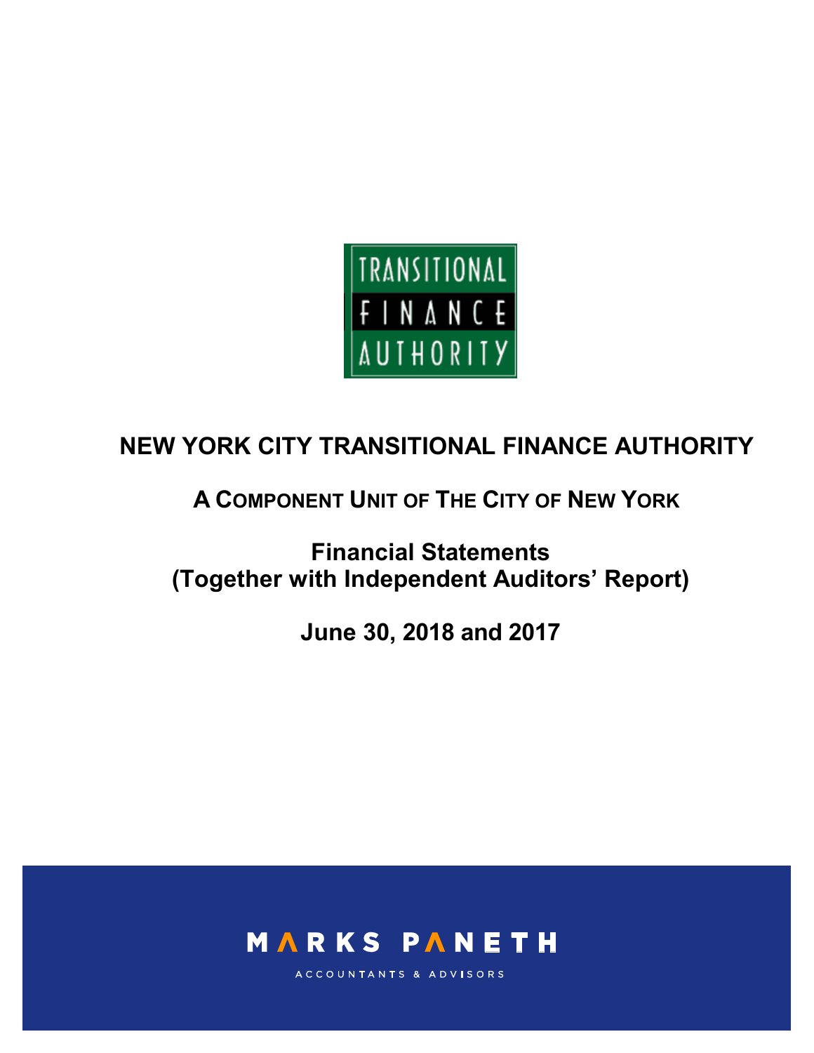TRANSITIONAL FINANCE AUTHORITY

# NEW YORK CITY TRANSITIONAL FINANCE AUTHORITY

## A COMPONENT UNIT OF THE CITY OF NEW YORK

## Financial Statements
## (Together with Independent Auditors' Report)

## June 30, 2018 and 2017

MARKS PANETH

ACCOUNTANTS & ADVISORS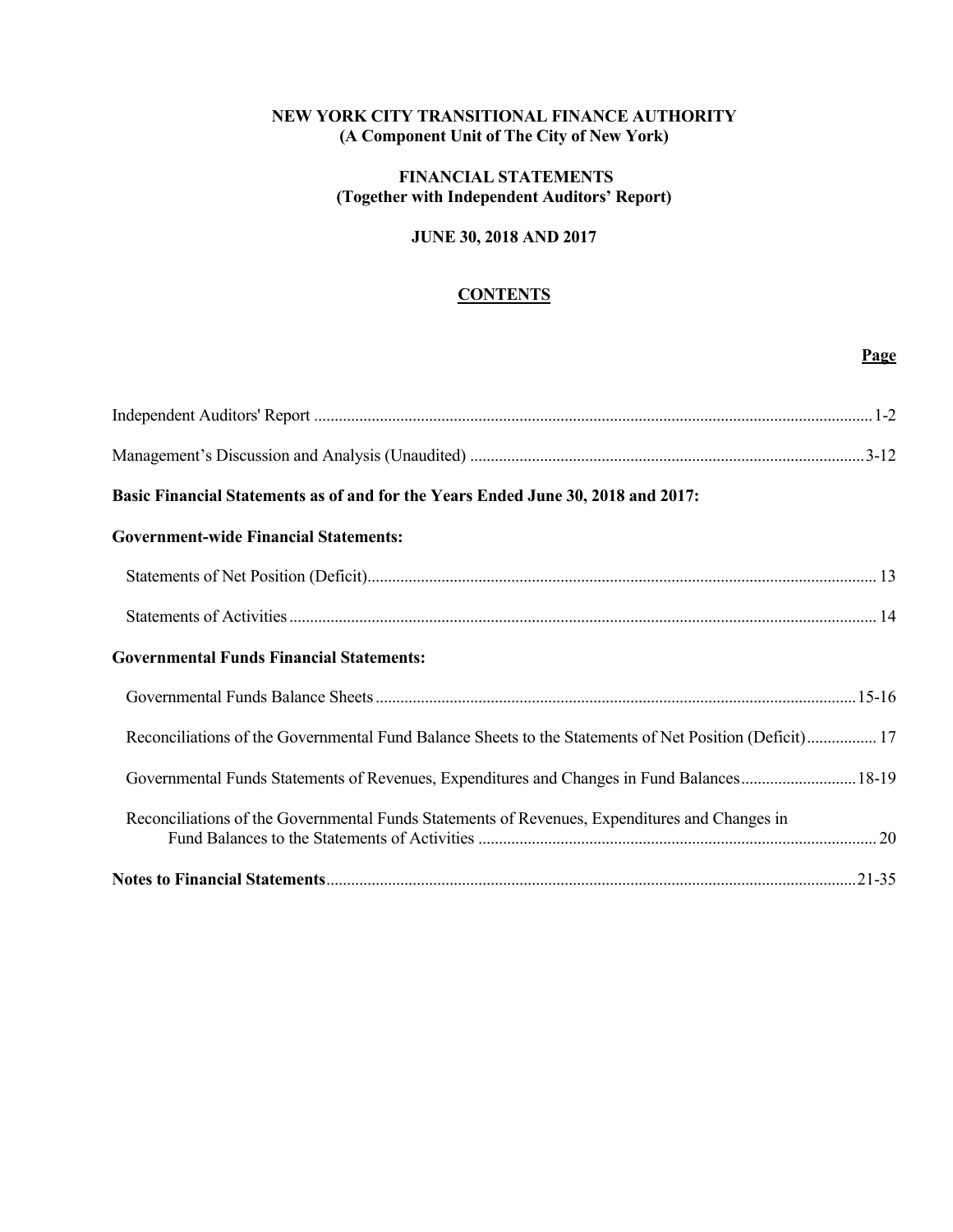**NEW YORK CITY TRANSITIONAL FINANCE AUTHORITY**
**(A Component Unit of The City of New York)**

**FINANCIAL STATEMENTS**
**(Together with Independent Auditors' Report)**

**JUNE 30, 2018 AND 2017**

**CONTENTS**

| | Page |
|---|---|
| Independent Auditors' Report | 1-2 |
| Management's Discussion and Analysis (Unaudited) | 3-12 |
| **Basic Financial Statements as of and for the Years Ended June 30, 2018 and 2017:** | |
| **Government-wide Financial Statements:** | |
| Statements of Net Position (Deficit) | 13 |
| Statements of Activities | 14 |
| **Governmental Funds Financial Statements:** | |
| Governmental Funds Balance Sheets | 15-16 |
| Reconciliations of the Governmental Fund Balance Sheets to the Statements of Net Position (Deficit) | 17 |
| Governmental Funds Statements of Revenues, Expenditures and Changes in Fund Balances | 18-19 |
| Reconciliations of the Governmental Funds Statements of Revenues, Expenditures and Changes in Fund Balances to the Statements of Activities | 20 |
| **Notes to Financial Statements** | 21-35 |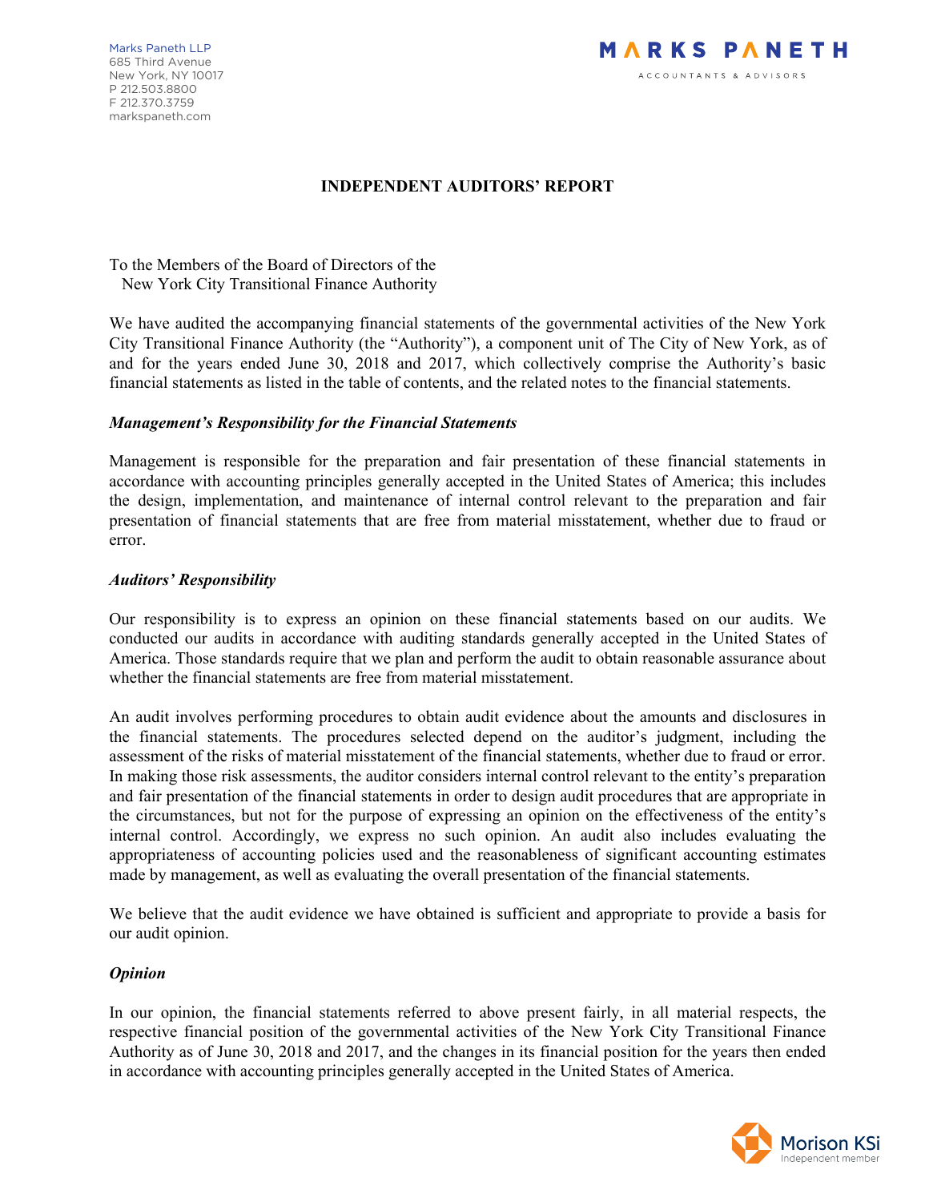Marks Paneth LLP
685 Third Avenue
New York, NY 10017
P 212.503.8800
F 212.370.3759
markspaneth.com

MARKS PANETH
ACCOUNTANTS & ADVISORS

# INDEPENDENT AUDITORS' REPORT

To the Members of the Board of Directors of the
New York City Transitional Finance Authority

We have audited the accompanying financial statements of the governmental activities of the New York City Transitional Finance Authority (the "Authority"), a component unit of The City of New York, as of and for the years ended June 30, 2018 and 2017, which collectively comprise the Authority's basic financial statements as listed in the table of contents, and the related notes to the financial statements.

### *Management's Responsibility for the Financial Statements*

Management is responsible for the preparation and fair presentation of these financial statements in accordance with accounting principles generally accepted in the United States of America; this includes the design, implementation, and maintenance of internal control relevant to the preparation and fair presentation of financial statements that are free from material misstatement, whether due to fraud or error.

### *Auditors' Responsibility*

Our responsibility is to express an opinion on these financial statements based on our audits. We conducted our audits in accordance with auditing standards generally accepted in the United States of America. Those standards require that we plan and perform the audit to obtain reasonable assurance about whether the financial statements are free from material misstatement.

An audit involves performing procedures to obtain audit evidence about the amounts and disclosures in the financial statements. The procedures selected depend on the auditor's judgment, including the assessment of the risks of material misstatement of the financial statements, whether due to fraud or error. In making those risk assessments, the auditor considers internal control relevant to the entity's preparation and fair presentation of the financial statements in order to design audit procedures that are appropriate in the circumstances, but not for the purpose of expressing an opinion on the effectiveness of the entity's internal control. Accordingly, we express no such opinion. An audit also includes evaluating the appropriateness of accounting policies used and the reasonableness of significant accounting estimates made by management, as well as evaluating the overall presentation of the financial statements.

We believe that the audit evidence we have obtained is sufficient and appropriate to provide a basis for our audit opinion.

### *Opinion*

In our opinion, the financial statements referred to above present fairly, in all material respects, the respective financial position of the governmental activities of the New York City Transitional Finance Authority as of June 30, 2018 and 2017, and the changes in its financial position for the years then ended in accordance with accounting principles generally accepted in the United States of America.

Morison KSi
Independent member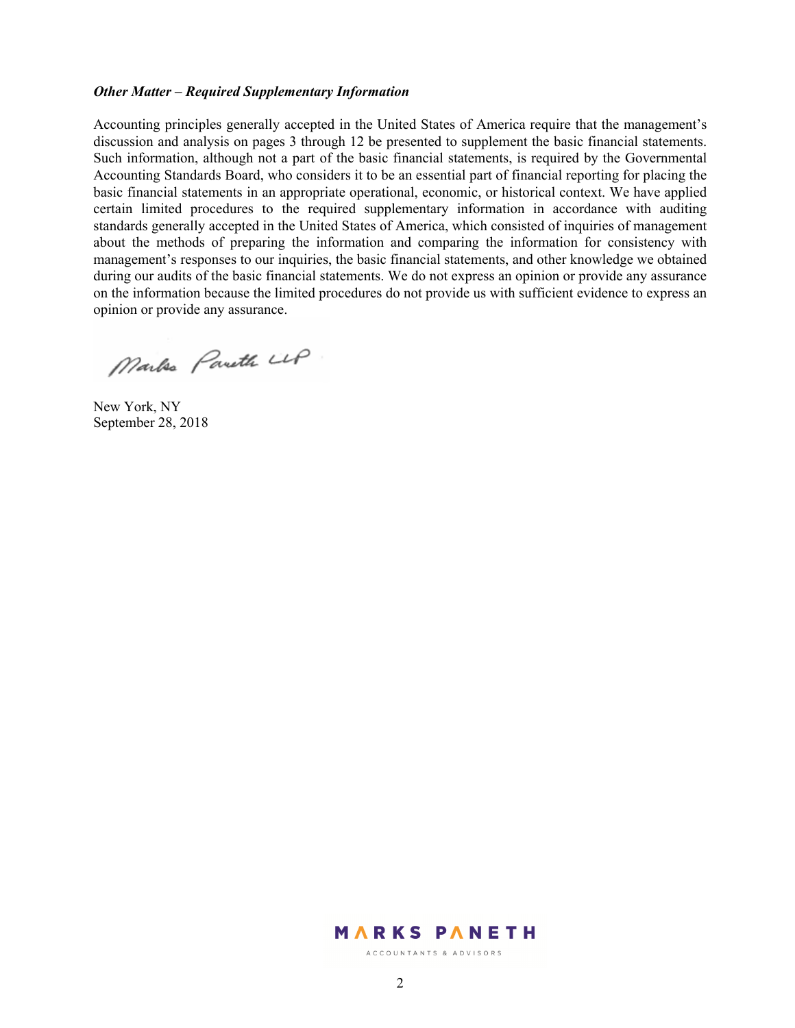***Other Matter – Required Supplementary Information***

Accounting principles generally accepted in the United States of America require that the management's discussion and analysis on pages 3 through 12 be presented to supplement the basic financial statements. Such information, although not a part of the basic financial statements, is required by the Governmental Accounting Standards Board, who considers it to be an essential part of financial reporting for placing the basic financial statements in an appropriate operational, economic, or historical context. We have applied certain limited procedures to the required supplementary information in accordance with auditing standards generally accepted in the United States of America, which consisted of inquiries of management about the methods of preparing the information and comparing the information for consistency with management's responses to our inquiries, the basic financial statements, and other knowledge we obtained during our audits of the basic financial statements. We do not express an opinion or provide any assurance on the information because the limited procedures do not provide us with sufficient evidence to express an opinion or provide any assurance.

Marks Paneth LLP

New York, NY
September 28, 2018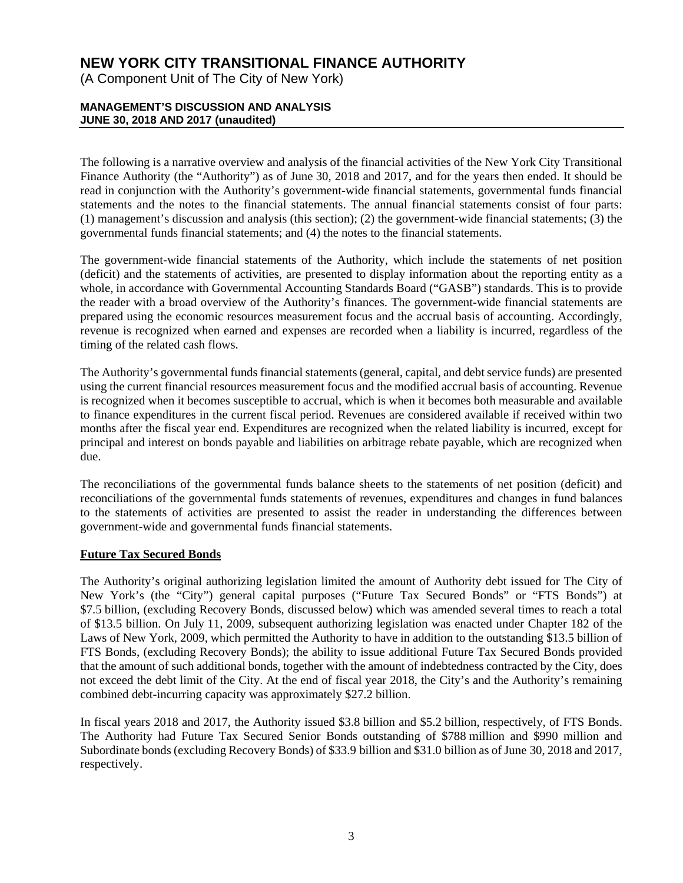# NEW YORK CITY TRANSITIONAL FINANCE AUTHORITY

(A Component Unit of The City of New York)

**MANAGEMENT'S DISCUSSION AND ANALYSIS**
**JUNE 30, 2018 AND 2017 (unaudited)**

The following is a narrative overview and analysis of the financial activities of the New York City Transitional Finance Authority (the "Authority") as of June 30, 2018 and 2017, and for the years then ended. It should be read in conjunction with the Authority's government-wide financial statements, governmental funds financial statements and the notes to the financial statements. The annual financial statements consist of four parts: (1) management's discussion and analysis (this section); (2) the government-wide financial statements; (3) the governmental funds financial statements; and (4) the notes to the financial statements.

The government-wide financial statements of the Authority, which include the statements of net position (deficit) and the statements of activities, are presented to display information about the reporting entity as a whole, in accordance with Governmental Accounting Standards Board ("GASB") standards. This is to provide the reader with a broad overview of the Authority's finances. The government-wide financial statements are prepared using the economic resources measurement focus and the accrual basis of accounting. Accordingly, revenue is recognized when earned and expenses are recorded when a liability is incurred, regardless of the timing of the related cash flows.

The Authority's governmental funds financial statements (general, capital, and debt service funds) are presented using the current financial resources measurement focus and the modified accrual basis of accounting. Revenue is recognized when it becomes susceptible to accrual, which is when it becomes both measurable and available to finance expenditures in the current fiscal period. Revenues are considered available if received within two months after the fiscal year end. Expenditures are recognized when the related liability is incurred, except for principal and interest on bonds payable and liabilities on arbitrage rebate payable, which are recognized when due.

The reconciliations of the governmental funds balance sheets to the statements of net position (deficit) and reconciliations of the governmental funds statements of revenues, expenditures and changes in fund balances to the statements of activities are presented to assist the reader in understanding the differences between government-wide and governmental funds financial statements.

## Future Tax Secured Bonds

The Authority's original authorizing legislation limited the amount of Authority debt issued for The City of New York's (the "City") general capital purposes ("Future Tax Secured Bonds" or "FTS Bonds") at \$7.5 billion, (excluding Recovery Bonds, discussed below) which was amended several times to reach a total of \$13.5 billion. On July 11, 2009, subsequent authorizing legislation was enacted under Chapter 182 of the Laws of New York, 2009, which permitted the Authority to have in addition to the outstanding \$13.5 billion of FTS Bonds, (excluding Recovery Bonds); the ability to issue additional Future Tax Secured Bonds provided that the amount of such additional bonds, together with the amount of indebtedness contracted by the City, does not exceed the debt limit of the City. At the end of fiscal year 2018, the City's and the Authority's remaining combined debt-incurring capacity was approximately \$27.2 billion.

In fiscal years 2018 and 2017, the Authority issued \$3.8 billion and \$5.2 billion, respectively, of FTS Bonds. The Authority had Future Tax Secured Senior Bonds outstanding of \$788 million and \$990 million and Subordinate bonds (excluding Recovery Bonds) of \$33.9 billion and \$31.0 billion as of June 30, 2018 and 2017, respectively.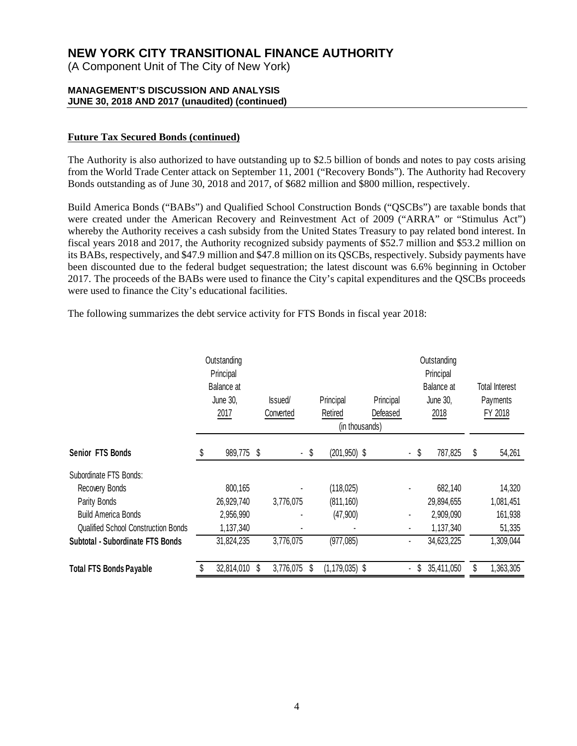## Future Tax Secured Bonds (continued)

The Authority is also authorized to have outstanding up to $2.5 billion of bonds and notes to pay costs arising from the World Trade Center attack on September 11, 2001 ("Recovery Bonds"). The Authority had Recovery Bonds outstanding as of June 30, 2018 and 2017, of $682 million and $800 million, respectively.

Build America Bonds ("BABs") and Qualified School Construction Bonds ("QSCBs") are taxable bonds that were created under the American Recovery and Reinvestment Act of 2009 ("ARRA" or "Stimulus Act") whereby the Authority receives a cash subsidy from the United States Treasury to pay related bond interest. In fiscal years 2018 and 2017, the Authority recognized subsidy payments of $52.7 million and $53.2 million on its BABs, respectively, and $47.9 million and $47.8 million on its QSCBs, respectively. Subsidy payments have been discounted due to the federal budget sequestration; the latest discount was 6.6% beginning in October 2017. The proceeds of the BABs were used to finance the City's capital expenditures and the QSCBs proceeds were used to finance the City's educational facilities.

The following summarizes the debt service activity for FTS Bonds in fiscal year 2018:

| | Outstanding Principal Balance at June 30, 2017 | Issued/ Converted | Principal Retired | Principal Defeased | Outstanding Principal Balance at June 30, 2018 | Total Interest Payments FY 2018 |
|---|---|---|---|---|---|---|
| | | | (in thousands) | | | |
| **Senior FTS Bonds** | $ 989,775 | $ - | $ (201,950) | $ - | $ 787,825 | $ 54,261 |
| Subordinate FTS Bonds: | | | | | | |
| Recovery Bonds | 800,165 | - | (118,025) | - | 682,140 | 14,320 |
| Parity Bonds | 26,929,740 | 3,776,075 | (811,160) | | 29,894,655 | 1,081,451 |
| Build America Bonds | 2,956,990 | - | (47,900) | - | 2,909,090 | 161,938 |
| Qualified School Construction Bonds | 1,137,340 | - | - | - | 1,137,340 | 51,335 |
| **Subtotal - Subordinate FTS Bonds** | 31,824,235 | 3,776,075 | (977,085) | - | 34,623,225 | 1,309,044 |
| **Total FTS Bonds Payable** | $ 32,814,010 | $ 3,776,075 | $ (1,179,035) | $ - | $ 35,411,050 | $ 1,363,305 |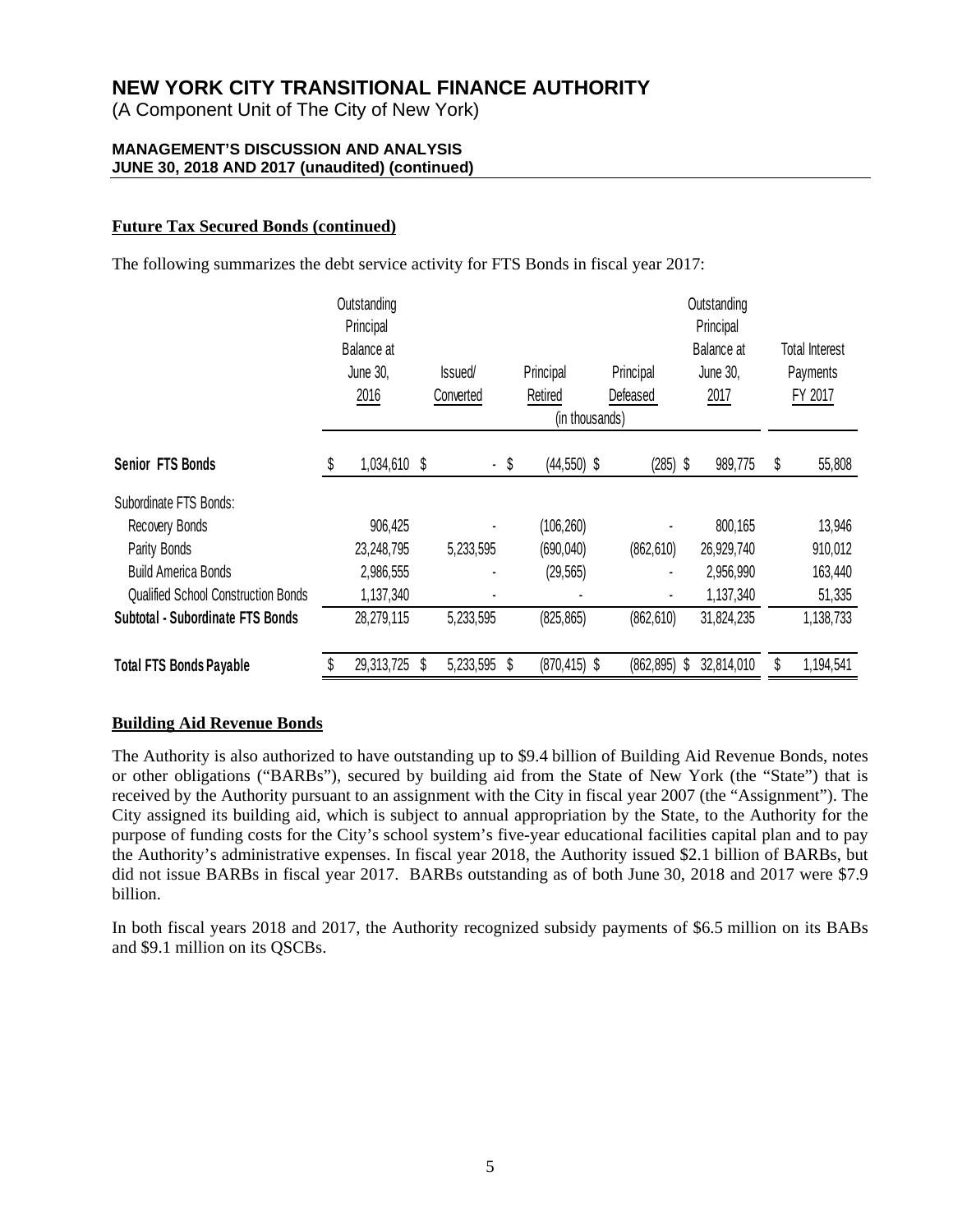**NEW YORK CITY TRANSITIONAL FINANCE AUTHORITY**
(A Component Unit of The City of New York)

**MANAGEMENT'S DISCUSSION AND ANALYSIS**
**JUNE 30, 2018 AND 2017 (unaudited) (continued)**

**Future Tax Secured Bonds (continued)**

The following summarizes the debt service activity for FTS Bonds in fiscal year 2017:

| | Outstanding Principal Balance at June 30, 2016 | Issued/ Converted | Principal Retired | Principal Defeased | Outstanding Principal Balance at June 30, 2017 | Total Interest Payments FY 2017 |
|---|---|---|---|---|---|---|
| | | | (in thousands) | | | |
| **Senior FTS Bonds** | $ 1,034,610 | $ - | $ (44,550) | $ (285) | $ 989,775 | $ 55,808 |
| Subordinate FTS Bonds: | | | | | | |
| Recovery Bonds | 906,425 | - | (106,260) | - | 800,165 | 13,946 |
| Parity Bonds | 23,248,795 | 5,233,595 | (690,040) | (862,610) | 26,929,740 | 910,012 |
| Build America Bonds | 2,986,555 | - | (29,565) | - | 2,956,990 | 163,440 |
| Qualified School Construction Bonds | 1,137,340 | - | - | - | 1,137,340 | 51,335 |
| **Subtotal - Subordinate FTS Bonds** | 28,279,115 | 5,233,595 | (825,865) | (862,610) | 31,824,235 | 1,138,733 |
| **Total FTS Bonds Payable** | $ 29,313,725 | $ 5,233,595 | $ (870,415) | $ (862,895) | $ 32,814,010 | $ 1,194,541 |

**Building Aid Revenue Bonds**

The Authority is also authorized to have outstanding up to $9.4 billion of Building Aid Revenue Bonds, notes or other obligations ("BARBs"), secured by building aid from the State of New York (the "State") that is received by the Authority pursuant to an assignment with the City in fiscal year 2007 (the "Assignment"). The City assigned its building aid, which is subject to annual appropriation by the State, to the Authority for the purpose of funding costs for the City's school system's five-year educational facilities capital plan and to pay the Authority's administrative expenses. In fiscal year 2018, the Authority issued $2.1 billion of BARBs, but did not issue BARBs in fiscal year 2017. BARBs outstanding as of both June 30, 2018 and 2017 were $7.9 billion.

In both fiscal years 2018 and 2017, the Authority recognized subsidy payments of $6.5 million on its BABs and $9.1 million on its QSCBs.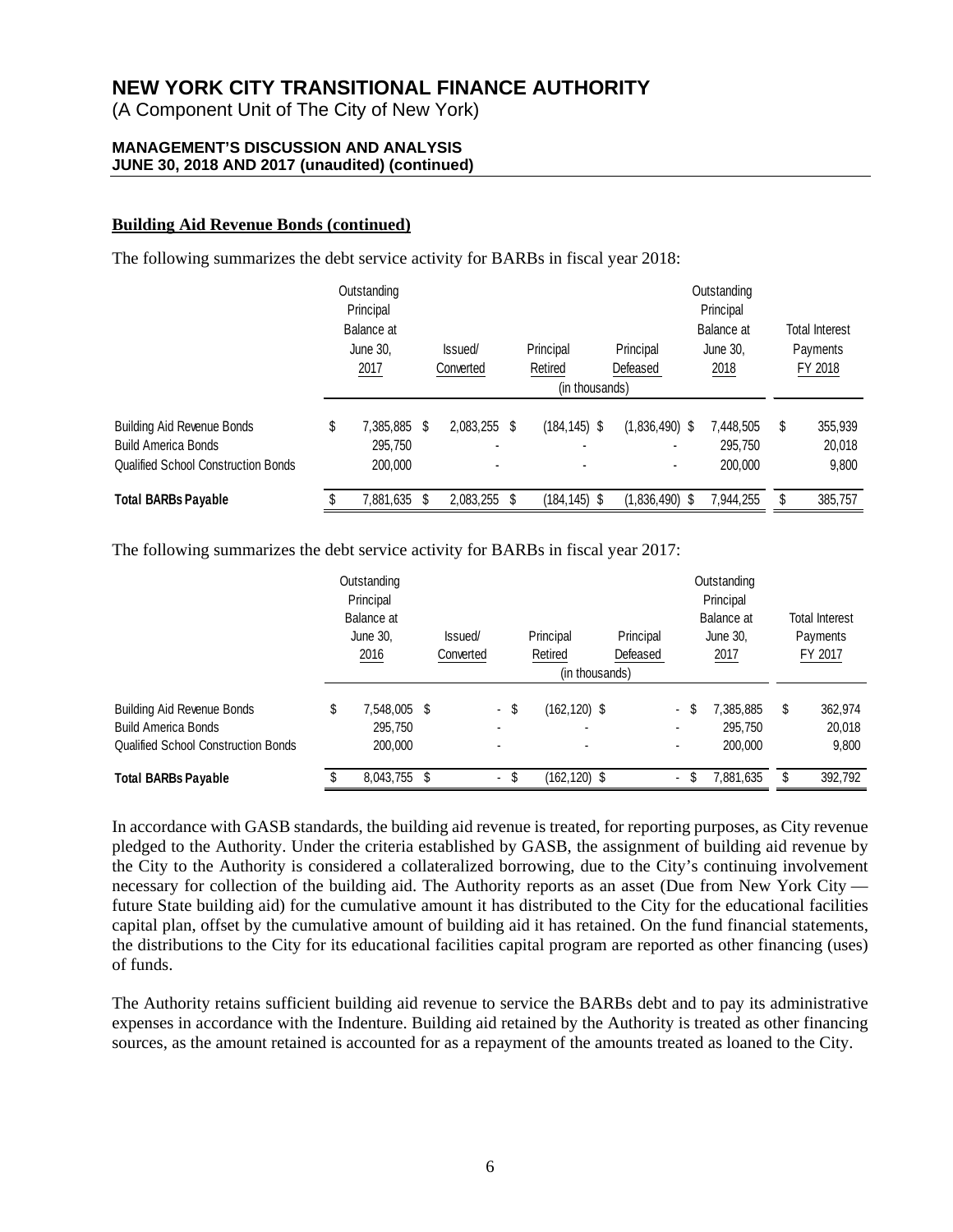# NEW YORK CITY TRANSITIONAL FINANCE AUTHORITY

(A Component Unit of The City of New York)

**MANAGEMENT'S DISCUSSION AND ANALYSIS**
**JUNE 30, 2018 AND 2017 (unaudited) (continued)**

**Building Aid Revenue Bonds (continued)**

The following summarizes the debt service activity for BARBs in fiscal year 2018:

| | Outstanding Principal Balance at June 30, 2017 | Issued/ Converted | Principal Retired | Principal Defeased | Outstanding Principal Balance at June 30, 2018 | Total Interest Payments FY 2018 |
|---|---|---|---|---|---|---|
| | | | (in thousands) | | | |
| Building Aid Revenue Bonds | $ 7,385,885 | $ 2,083,255 | $ (184,145) | $ (1,836,490) | $ 7,448,505 | $ 355,939 |
| Build America Bonds | 295,750 | - | - | - | 295,750 | 20,018 |
| Qualified School Construction Bonds | 200,000 | - | - | - | 200,000 | 9,800 |
| **Total BARBs Payable** | $ 7,881,635 | $ 2,083,255 | $ (184,145) | $ (1,836,490) | $ 7,944,255 | $ 385,757 |

The following summarizes the debt service activity for BARBs in fiscal year 2017:

| | Outstanding Principal Balance at June 30, 2016 | Issued/ Converted | Principal Retired | Principal Defeased | Outstanding Principal Balance at June 30, 2017 | Total Interest Payments FY 2017 |
|---|---|---|---|---|---|---|
| | | | (in thousands) | | | |
| Building Aid Revenue Bonds | $ 7,548,005 | $ - | $ (162,120) | $ - | $ 7,385,885 | $ 362,974 |
| Build America Bonds | 295,750 | - | - | - | 295,750 | 20,018 |
| Qualified School Construction Bonds | 200,000 | - | - | - | 200,000 | 9,800 |
| **Total BARBs Payable** | $ 8,043,755 | $ - | $ (162,120) | $ - | $ 7,881,635 | $ 392,792 |

In accordance with GASB standards, the building aid revenue is treated, for reporting purposes, as City revenue pledged to the Authority. Under the criteria established by GASB, the assignment of building aid revenue by the City to the Authority is considered a collateralized borrowing, due to the City's continuing involvement necessary for collection of the building aid. The Authority reports as an asset (Due from New York City — future State building aid) for the cumulative amount it has distributed to the City for the educational facilities capital plan, offset by the cumulative amount of building aid it has retained. On the fund financial statements, the distributions to the City for its educational facilities capital program are reported as other financing (uses) of funds.

The Authority retains sufficient building aid revenue to service the BARBs debt and to pay its administrative expenses in accordance with the Indenture. Building aid retained by the Authority is treated as other financing sources, as the amount retained is accounted for as a repayment of the amounts treated as loaned to the City.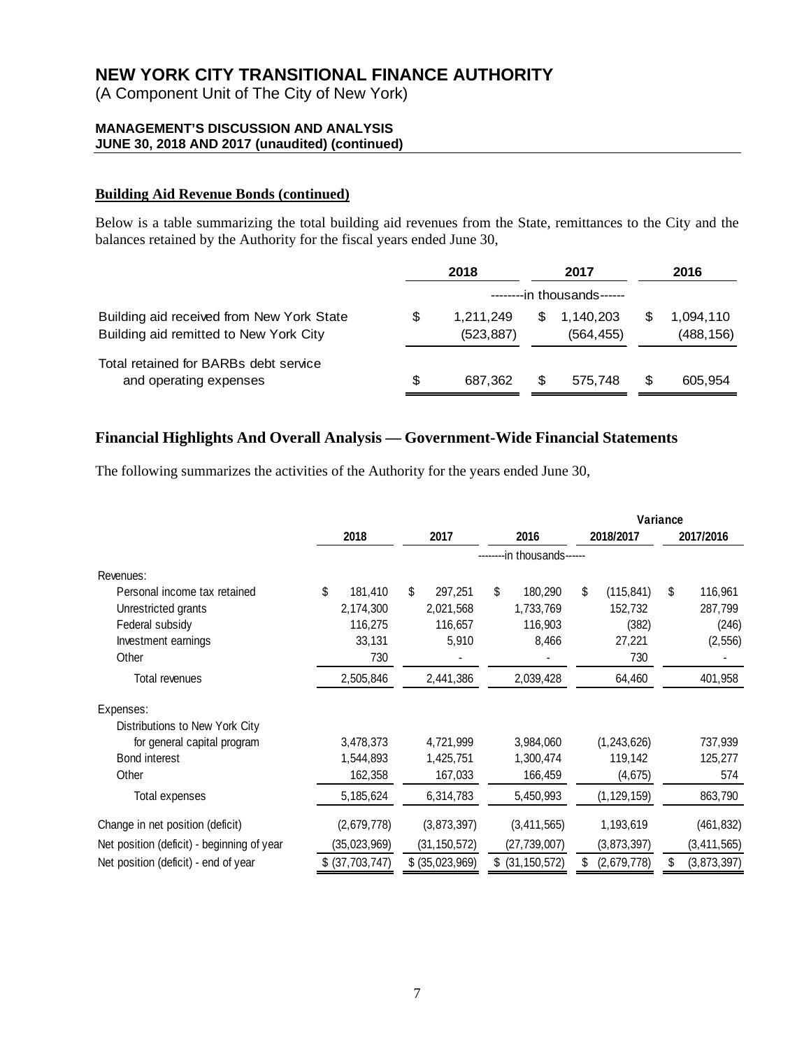**NEW YORK CITY TRANSITIONAL FINANCE AUTHORITY**
(A Component Unit of The City of New York)

**MANAGEMENT'S DISCUSSION AND ANALYSIS**
**JUNE 30, 2018 AND 2017 (unaudited) (continued)**

**Building Aid Revenue Bonds (continued)**

Below is a table summarizing the total building aid revenues from the State, remittances to the City and the balances retained by the Authority for the fiscal years ended June 30,

| | 2018 | 2017 | 2016 |
|---|---|---|---|
| | --------in thousands------ | | |
| Building aid received from New York State | $ 1,211,249 | $ 1,140,203 | $ 1,094,110 |
| Building aid remitted to New York City | (523,887) | (564,455) | (488,156) |
| Total retained for BARBs debt service and operating expenses | $ 687,362 | $ 575,748 | $ 605,954 |

## Financial Highlights And Overall Analysis — Government-Wide Financial Statements

The following summarizes the activities of the Authority for the years ended June 30,

| | 2018 | 2017 | 2016 | Variance 2018/2017 | Variance 2017/2016 |
|---|---|---|---|---|---|
| | --------in thousands------ | | | | |
| Revenues: | | | | | |
| Personal income tax retained | $ 181,410 | $ 297,251 | $ 180,290 | $ (115,841) | $ 116,961 |
| Unrestricted grants | 2,174,300 | 2,021,568 | 1,733,769 | 152,732 | 287,799 |
| Federal subsidy | 116,275 | 116,657 | 116,903 | (382) | (246) |
| Investment earnings | 33,131 | 5,910 | 8,466 | 27,221 | (2,556) |
| Other | 730 | - | - | 730 | - |
| Total revenues | 2,505,846 | 2,441,386 | 2,039,428 | 64,460 | 401,958 |
| Expenses: | | | | | |
| Distributions to New York City for general capital program | 3,478,373 | 4,721,999 | 3,984,060 | (1,243,626) | 737,939 |
| Bond interest | 1,544,893 | 1,425,751 | 1,300,474 | 119,142 | 125,277 |
| Other | 162,358 | 167,033 | 166,459 | (4,675) | 574 |
| Total expenses | 5,185,624 | 6,314,783 | 5,450,993 | (1,129,159) | 863,790 |
| Change in net position (deficit) | (2,679,778) | (3,873,397) | (3,411,565) | 1,193,619 | (461,832) |
| Net position (deficit) - beginning of year | (35,023,969) | (31,150,572) | (27,739,007) | (3,873,397) | (3,411,565) |
| Net position (deficit) - end of year | $ (37,703,747) | $ (35,023,969) | $ (31,150,572) | $ (2,679,778) | $ (3,873,397) |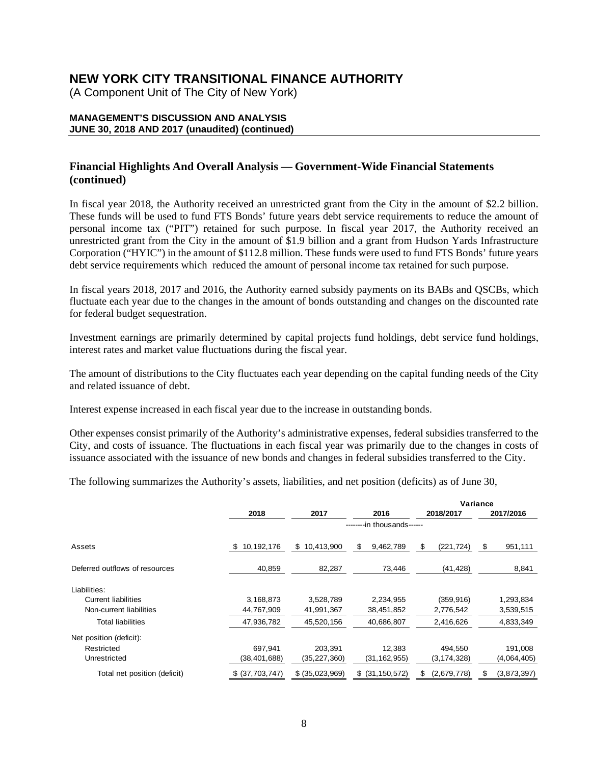## Financial Highlights And Overall Analysis — Government-Wide Financial Statements (continued)

In fiscal year 2018, the Authority received an unrestricted grant from the City in the amount of $2.2 billion. These funds will be used to fund FTS Bonds' future years debt service requirements to reduce the amount of personal income tax ("PIT") retained for such purpose. In fiscal year 2017, the Authority received an unrestricted grant from the City in the amount of $1.9 billion and a grant from Hudson Yards Infrastructure Corporation ("HYIC") in the amount of $112.8 million. These funds were used to fund FTS Bonds' future years debt service requirements which reduced the amount of personal income tax retained for such purpose.

In fiscal years 2018, 2017 and 2016, the Authority earned subsidy payments on its BABs and QSCBs, which fluctuate each year due to the changes in the amount of bonds outstanding and changes on the discounted rate for federal budget sequestration.

Investment earnings are primarily determined by capital projects fund holdings, debt service fund holdings, interest rates and market value fluctuations during the fiscal year.

The amount of distributions to the City fluctuates each year depending on the capital funding needs of the City and related issuance of debt.

Interest expense increased in each fiscal year due to the increase in outstanding bonds.

Other expenses consist primarily of the Authority's administrative expenses, federal subsidies transferred to the City, and costs of issuance. The fluctuations in each fiscal year was primarily due to the changes in costs of issuance associated with the issuance of new bonds and changes in federal subsidies transferred to the City.

The following summarizes the Authority's assets, liabilities, and net position (deficits) as of June 30,

| | 2018 | 2017 | 2016 | Variance 2018/2017 | Variance 2017/2016 |
|---|---|---|---|---|---|
| | | --------in thousands------ | | | |
| Assets | $ 10,192,176 | $ 10,413,900 | $ 9,462,789 | $ (221,724) | $ 951,111 |
| Deferred outflows of resources | 40,859 | 82,287 | 73,446 | (41,428) | 8,841 |
| Liabilities: | | | | | |
| Current liabilities | 3,168,873 | 3,528,789 | 2,234,955 | (359,916) | 1,293,834 |
| Non-current liabilities | 44,767,909 | 41,991,367 | 38,451,852 | 2,776,542 | 3,539,515 |
| Total liabilities | 47,936,782 | 45,520,156 | 40,686,807 | 2,416,626 | 4,833,349 |
| Net position (deficit): | | | | | |
| Restricted | 697,941 | 203,391 | 12,383 | 494,550 | 191,008 |
| Unrestricted | (38,401,688) | (35,227,360) | (31,162,955) | (3,174,328) | (4,064,405) |
| Total net position (deficit) | $ (37,703,747) | $ (35,023,969) | $ (31,150,572) | $ (2,679,778) | $ (3,873,397) |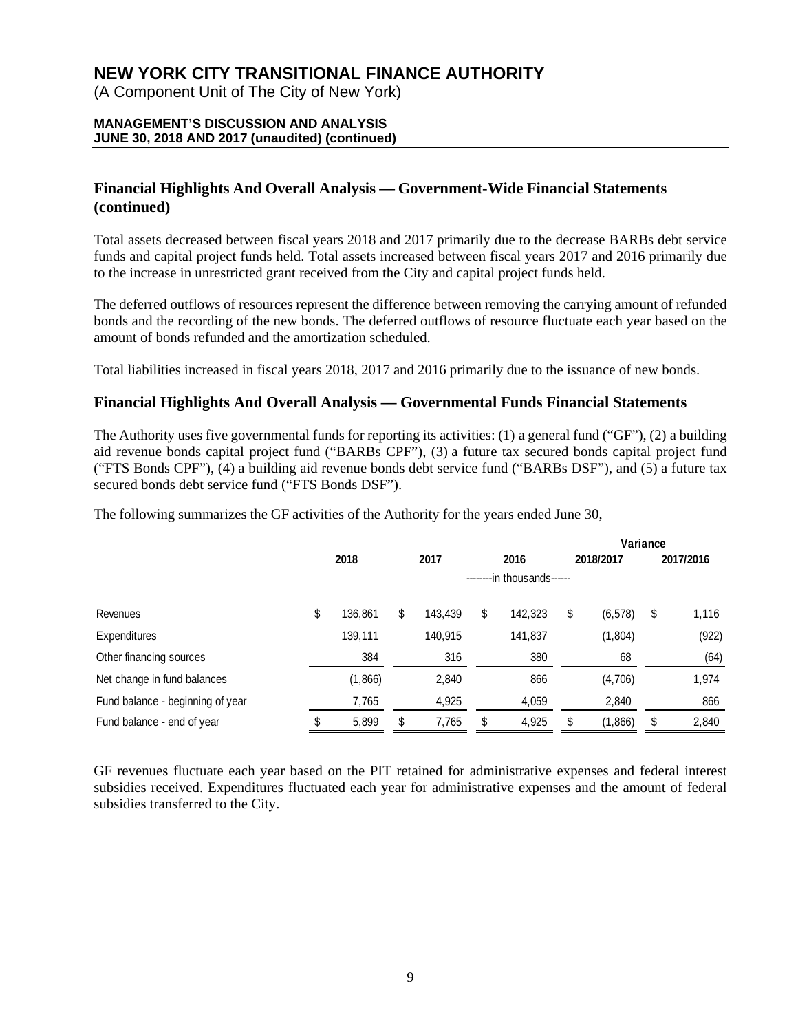## Financial Highlights And Overall Analysis — Government-Wide Financial Statements (continued)

Total assets decreased between fiscal years 2018 and 2017 primarily due to the decrease BARBs debt service funds and capital project funds held. Total assets increased between fiscal years 2017 and 2016 primarily due to the increase in unrestricted grant received from the City and capital project funds held.

The deferred outflows of resources represent the difference between removing the carrying amount of refunded bonds and the recording of the new bonds. The deferred outflows of resource fluctuate each year based on the amount of bonds refunded and the amortization scheduled.

Total liabilities increased in fiscal years 2018, 2017 and 2016 primarily due to the issuance of new bonds.

## Financial Highlights And Overall Analysis — Governmental Funds Financial Statements

The Authority uses five governmental funds for reporting its activities: (1) a general fund ("GF"), (2) a building aid revenue bonds capital project fund ("BARBs CPF"), (3) a future tax secured bonds capital project fund ("FTS Bonds CPF"), (4) a building aid revenue bonds debt service fund ("BARBs DSF"), and (5) a future tax secured bonds debt service fund ("FTS Bonds DSF").

The following summarizes the GF activities of the Authority for the years ended June 30,

| | | | | Variance | |
|---|---|---|---|---|---|
| | 2018 | 2017 | 2016 | 2018/2017 | 2017/2016 |
| | --------in thousands------ | | | | |
| Revenues | $ 136,861 | $ 143,439 | $ 142,323 | $ (6,578) | $ 1,116 |
| Expenditures | 139,111 | 140,915 | 141,837 | (1,804) | (922) |
| Other financing sources | 384 | 316 | 380 | 68 | (64) |
| Net change in fund balances | (1,866) | 2,840 | 866 | (4,706) | 1,974 |
| Fund balance - beginning of year | 7,765 | 4,925 | 4,059 | 2,840 | 866 |
| Fund balance - end of year | $ 5,899 | $ 7,765 | $ 4,925 | $ (1,866) | $ 2,840 |

GF revenues fluctuate each year based on the PIT retained for administrative expenses and federal interest subsidies received. Expenditures fluctuated each year for administrative expenses and the amount of federal subsidies transferred to the City.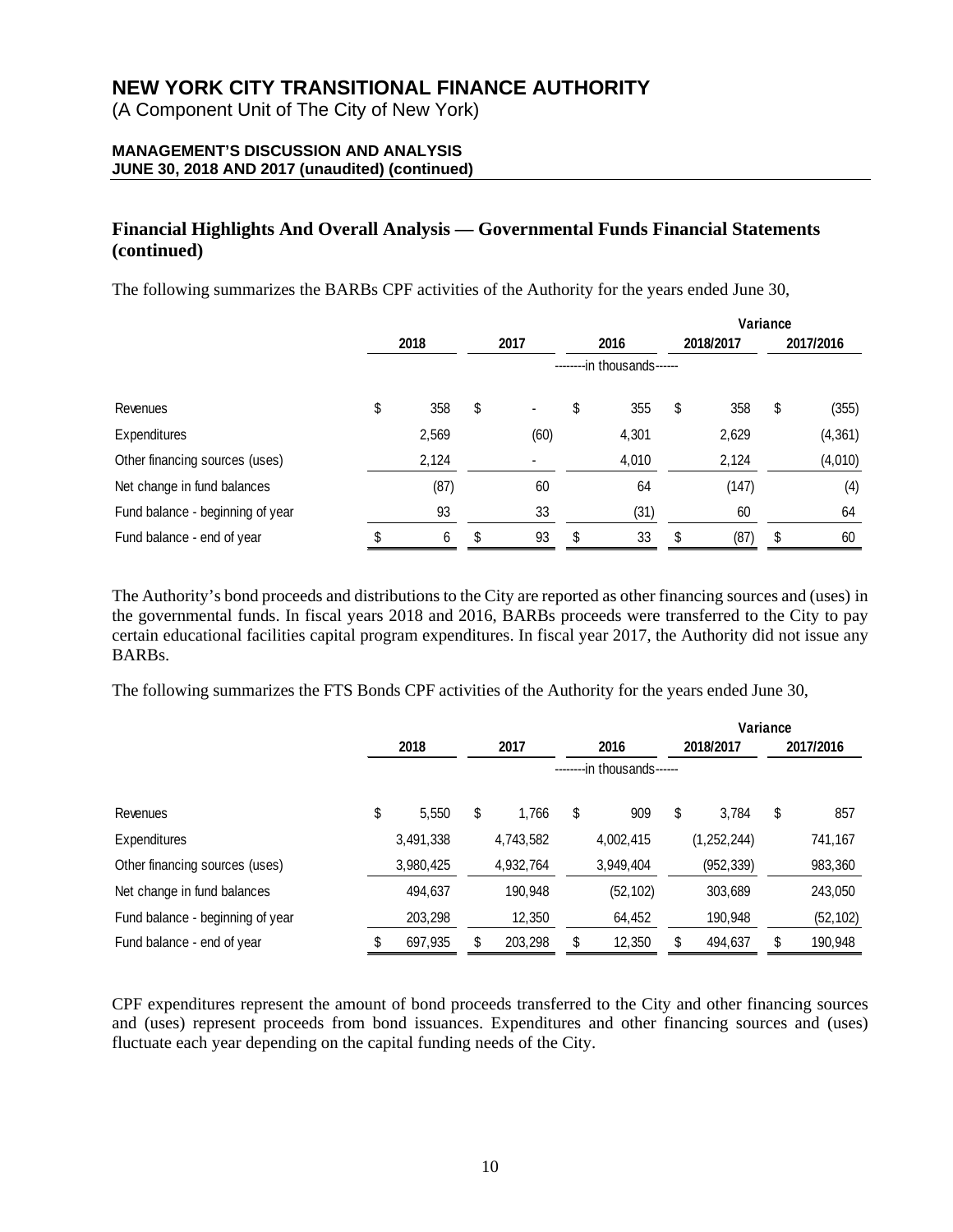## Financial Highlights And Overall Analysis — Governmental Funds Financial Statements (continued)

The following summarizes the BARBs CPF activities of the Authority for the years ended June 30,

| | 2018 | 2017 | 2016 | Variance 2018/2017 | Variance 2017/2016 |
|---|---|---|---|---|---|
| | | | --------in thousands------ | | |
| Revenues | $ 358 | $ - | $ 355 | $ 358 | $ (355) |
| Expenditures | 2,569 | (60) | 4,301 | 2,629 | (4,361) |
| Other financing sources (uses) | 2,124 | - | 4,010 | 2,124 | (4,010) |
| Net change in fund balances | (87) | 60 | 64 | (147) | (4) |
| Fund balance - beginning of year | 93 | 33 | (31) | 60 | 64 |
| Fund balance - end of year | $ 6 | $ 93 | $ 33 | $ (87) | $ 60 |

The Authority's bond proceeds and distributions to the City are reported as other financing sources and (uses) in the governmental funds. In fiscal years 2018 and 2016, BARBs proceeds were transferred to the City to pay certain educational facilities capital program expenditures. In fiscal year 2017, the Authority did not issue any BARBs.

The following summarizes the FTS Bonds CPF activities of the Authority for the years ended June 30,

| | 2018 | 2017 | 2016 | Variance 2018/2017 | Variance 2017/2016 |
|---|---|---|---|---|---|
| | | | --------in thousands------ | | |
| Revenues | $ 5,550 | $ 1,766 | $ 909 | $ 3,784 | $ 857 |
| Expenditures | 3,491,338 | 4,743,582 | 4,002,415 | (1,252,244) | 741,167 |
| Other financing sources (uses) | 3,980,425 | 4,932,764 | 3,949,404 | (952,339) | 983,360 |
| Net change in fund balances | 494,637 | 190,948 | (52,102) | 303,689 | 243,050 |
| Fund balance - beginning of year | 203,298 | 12,350 | 64,452 | 190,948 | (52,102) |
| Fund balance - end of year | $ 697,935 | $ 203,298 | $ 12,350 | $ 494,637 | $ 190,948 |

CPF expenditures represent the amount of bond proceeds transferred to the City and other financing sources and (uses) represent proceeds from bond issuances. Expenditures and other financing sources and (uses) fluctuate each year depending on the capital funding needs of the City.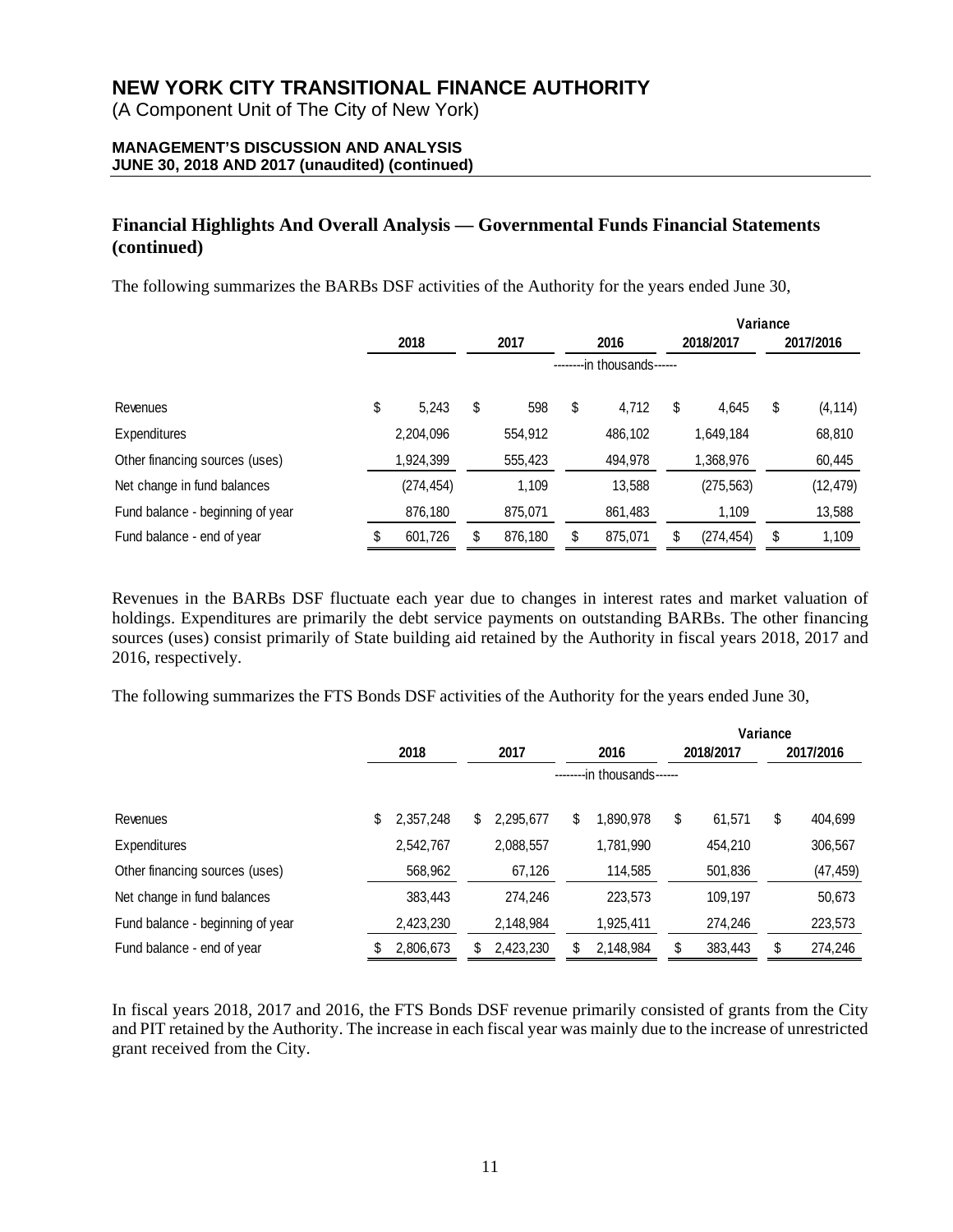## Financial Highlights And Overall Analysis — Governmental Funds Financial Statements (continued)

The following summarizes the BARBs DSF activities of the Authority for the years ended June 30,

| | 2018 | 2017 | 2016 | Variance 2018/2017 | Variance 2017/2016 |
|---|---|---|---|---|---|
| | | | --------in thousands------ | | |
| Revenues | $ 5,243 | $ 598 | $ 4,712 | $ 4,645 | $ (4,114) |
| Expenditures | 2,204,096 | 554,912 | 486,102 | 1,649,184 | 68,810 |
| Other financing sources (uses) | 1,924,399 | 555,423 | 494,978 | 1,368,976 | 60,445 |
| Net change in fund balances | (274,454) | 1,109 | 13,588 | (275,563) | (12,479) |
| Fund balance - beginning of year | 876,180 | 875,071 | 861,483 | 1,109 | 13,588 |
| Fund balance - end of year | $ 601,726 | $ 876,180 | $ 875,071 | $ (274,454) | $ 1,109 |

Revenues in the BARBs DSF fluctuate each year due to changes in interest rates and market valuation of holdings. Expenditures are primarily the debt service payments on outstanding BARBs. The other financing sources (uses) consist primarily of State building aid retained by the Authority in fiscal years 2018, 2017 and 2016, respectively.

The following summarizes the FTS Bonds DSF activities of the Authority for the years ended June 30,

| | 2018 | 2017 | 2016 | Variance 2018/2017 | Variance 2017/2016 |
|---|---|---|---|---|---|
| | | | --------in thousands------ | | |
| Revenues | $ 2,357,248 | $ 2,295,677 | $ 1,890,978 | $ 61,571 | $ 404,699 |
| Expenditures | 2,542,767 | 2,088,557 | 1,781,990 | 454,210 | 306,567 |
| Other financing sources (uses) | 568,962 | 67,126 | 114,585 | 501,836 | (47,459) |
| Net change in fund balances | 383,443 | 274,246 | 223,573 | 109,197 | 50,673 |
| Fund balance - beginning of year | 2,423,230 | 2,148,984 | 1,925,411 | 274,246 | 223,573 |
| Fund balance - end of year | $ 2,806,673 | $ 2,423,230 | $ 2,148,984 | $ 383,443 | $ 274,246 |

In fiscal years 2018, 2017 and 2016, the FTS Bonds DSF revenue primarily consisted of grants from the City and PIT retained by the Authority. The increase in each fiscal year was mainly due to the increase of unrestricted grant received from the City.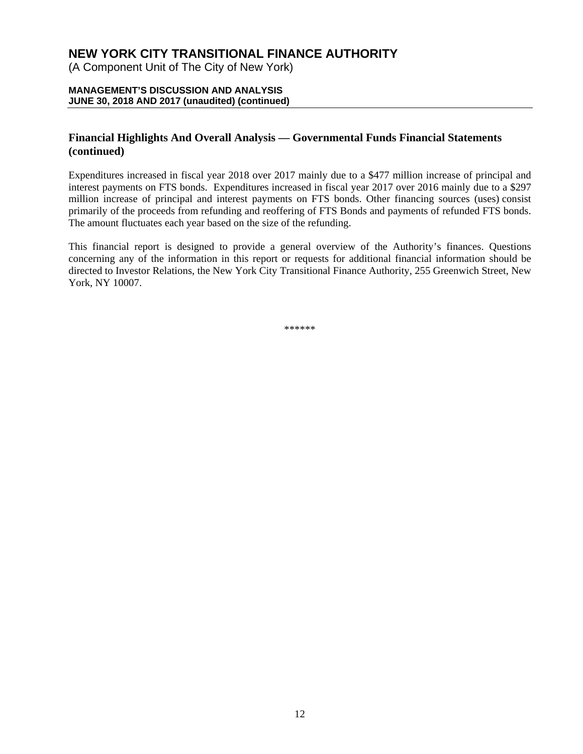## Financial Highlights And Overall Analysis — Governmental Funds Financial Statements (continued)

Expenditures increased in fiscal year 2018 over 2017 mainly due to a $477 million increase of principal and interest payments on FTS bonds. Expenditures increased in fiscal year 2017 over 2016 mainly due to a $297 million increase of principal and interest payments on FTS bonds. Other financing sources (uses) consist primarily of the proceeds from refunding and reoffering of FTS Bonds and payments of refunded FTS bonds. The amount fluctuates each year based on the size of the refunding.

This financial report is designed to provide a general overview of the Authority's finances. Questions concerning any of the information in this report or requests for additional financial information should be directed to Investor Relations, the New York City Transitional Finance Authority, 255 Greenwich Street, New York, NY 10007.

******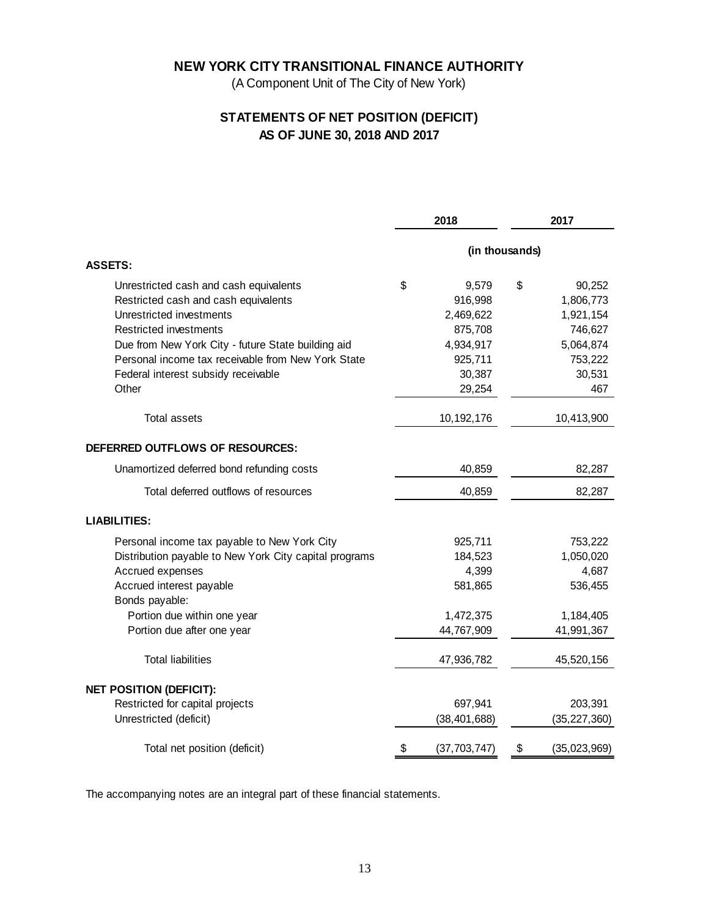# NEW YORK CITY TRANSITIONAL FINANCE AUTHORITY

(A Component Unit of The City of New York)

## STATEMENTS OF NET POSITION (DEFICIT)
## AS OF JUNE 30, 2018 AND 2017

| | 2018 | 2017 |
|---|---|---|
| | (in thousands) | |
| **ASSETS:** | | |
| Unrestricted cash and cash equivalents | $ 9,579 | $ 90,252 |
| Restricted cash and cash equivalents | 916,998 | 1,806,773 |
| Unrestricted investments | 2,469,622 | 1,921,154 |
| Restricted investments | 875,708 | 746,627 |
| Due from New York City - future State building aid | 4,934,917 | 5,064,874 |
| Personal income tax receivable from New York State | 925,711 | 753,222 |
| Federal interest subsidy receivable | 30,387 | 30,531 |
| Other | 29,254 | 467 |
| Total assets | 10,192,176 | 10,413,900 |
| **DEFERRED OUTFLOWS OF RESOURCES:** | | |
| Unamortized deferred bond refunding costs | 40,859 | 82,287 |
| Total deferred outflows of resources | 40,859 | 82,287 |
| **LIABILITIES:** | | |
| Personal income tax payable to New York City | 925,711 | 753,222 |
| Distribution payable to New York City capital programs | 184,523 | 1,050,020 |
| Accrued expenses | 4,399 | 4,687 |
| Accrued interest payable | 581,865 | 536,455 |
| Bonds payable: | | |
| Portion due within one year | 1,472,375 | 1,184,405 |
| Portion due after one year | 44,767,909 | 41,991,367 |
| Total liabilities | 47,936,782 | 45,520,156 |
| **NET POSITION (DEFICIT):** | | |
| Restricted for capital projects | 697,941 | 203,391 |
| Unrestricted (deficit) | (38,401,688) | (35,227,360) |
| Total net position (deficit) | $ (37,703,747) | $ (35,023,969) |

The accompanying notes are an integral part of these financial statements.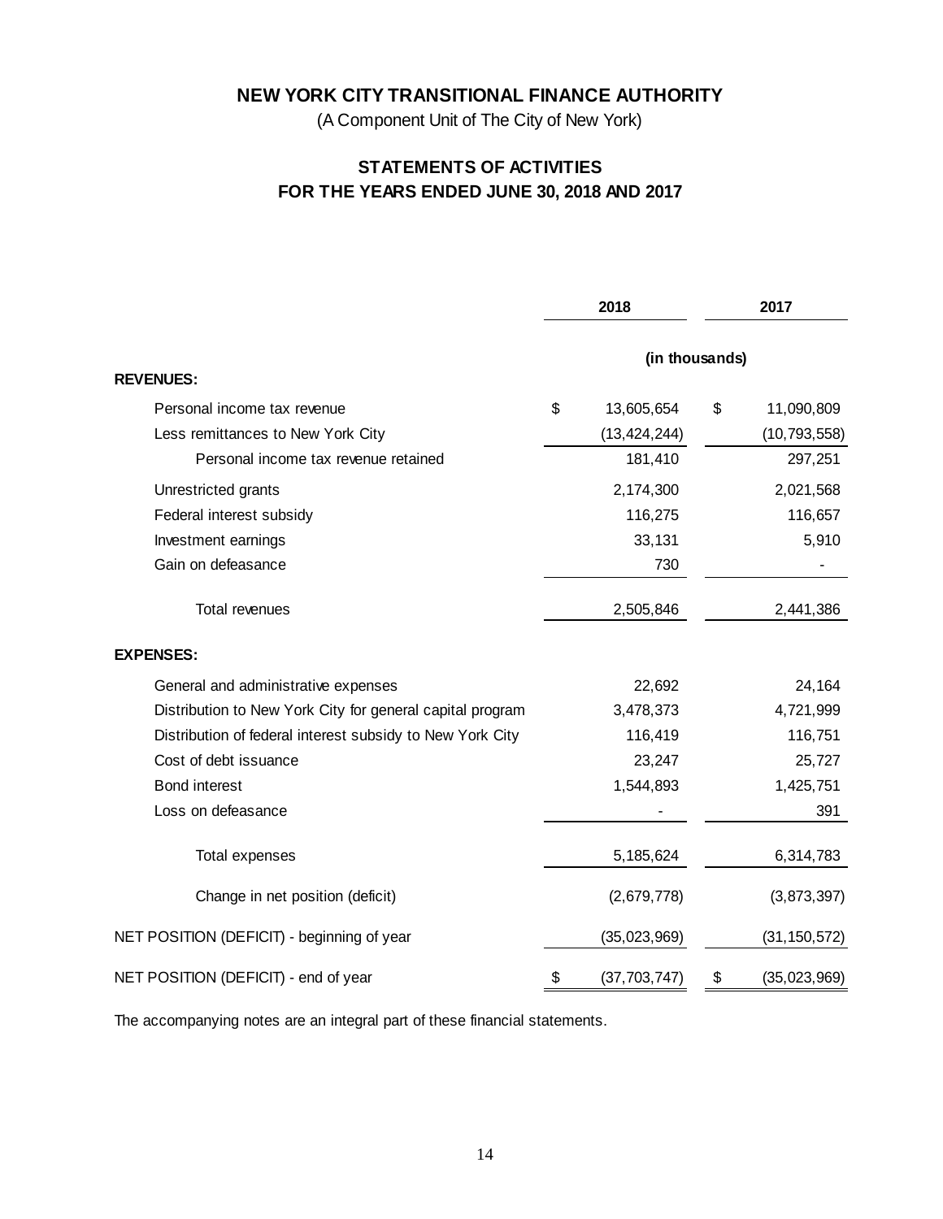# NEW YORK CITY TRANSITIONAL FINANCE AUTHORITY

(A Component Unit of The City of New York)

## STATEMENTS OF ACTIVITIES
## FOR THE YEARS ENDED JUNE 30, 2018 AND 2017

| | 2018 | 2017 |
|---|---|---|
| | (in thousands) | |
| **REVENUES:** | | |
| Personal income tax revenue | $ 13,605,654 | $ 11,090,809 |
| Less remittances to New York City | (13,424,244) | (10,793,558) |
| Personal income tax revenue retained | 181,410 | 297,251 |
| Unrestricted grants | 2,174,300 | 2,021,568 |
| Federal interest subsidy | 116,275 | 116,657 |
| Investment earnings | 33,131 | 5,910 |
| Gain on defeasance | 730 | - |
| Total revenues | 2,505,846 | 2,441,386 |
| **EXPENSES:** | | |
| General and administrative expenses | 22,692 | 24,164 |
| Distribution to New York City for general capital program | 3,478,373 | 4,721,999 |
| Distribution of federal interest subsidy to New York City | 116,419 | 116,751 |
| Cost of debt issuance | 23,247 | 25,727 |
| Bond interest | 1,544,893 | 1,425,751 |
| Loss on defeasance | - | 391 |
| Total expenses | 5,185,624 | 6,314,783 |
| Change in net position (deficit) | (2,679,778) | (3,873,397) |
| NET POSITION (DEFICIT) - beginning of year | (35,023,969) | (31,150,572) |
| NET POSITION (DEFICIT) - end of year | $ (37,703,747) | $ (35,023,969) |

The accompanying notes are an integral part of these financial statements.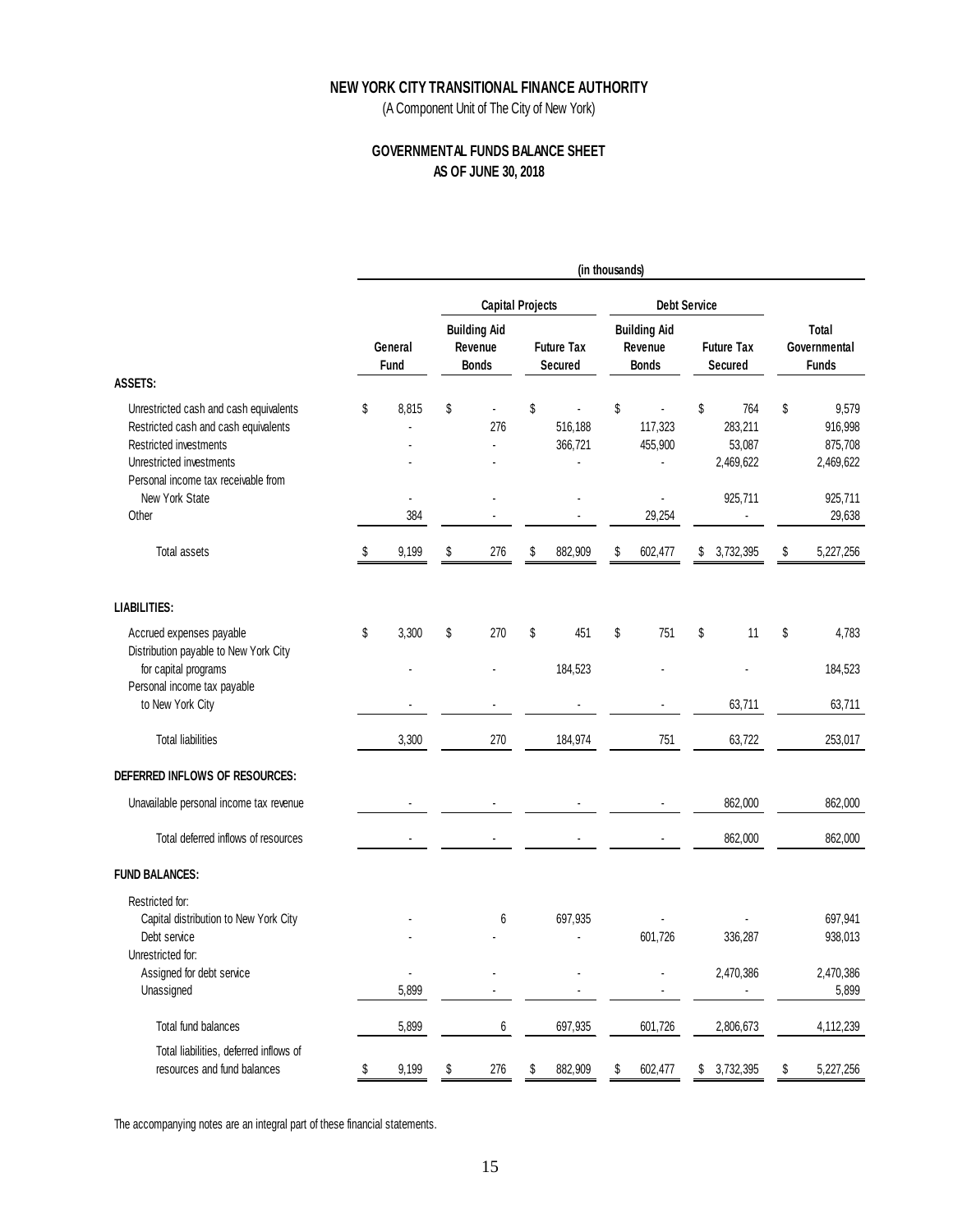# NEW YORK CITY TRANSITIONAL FINANCE AUTHORITY

(A Component Unit of The City of New York)

## GOVERNMENTAL FUNDS BALANCE SHEET
## AS OF JUNE 30, 2018

| | (in thousands) | | | | | |
|---|---|---|---|---|---|---|
| | | Capital Projects | | Debt Service | | |
| | General Fund | Building Aid Revenue Bonds | Future Tax Secured | Building Aid Revenue Bonds | Future Tax Secured | Total Governmental Funds |
| **ASSETS:** | | | | | | |
| Unrestricted cash and cash equivalents | $ 8,815 | $ - | $ - | $ - | $ 764 | $ 9,579 |
| Restricted cash and cash equivalents | - | 276 | 516,188 | 117,323 | 283,211 | 916,998 |
| Restricted investments | - | - | 366,721 | 455,900 | 53,087 | 875,708 |
| Unrestricted investments | - | - | - | - | 2,469,622 | 2,469,622 |
| Personal income tax receivable from New York State | - | - | - | - | 925,711 | 925,711 |
| Other | 384 | - | - | 29,254 | - | 29,638 |
| Total assets | $ 9,199 | $ 276 | $ 882,909 | $ 602,477 | $ 3,732,395 | $ 5,227,256 |
| **LIABILITIES:** | | | | | | |
| Accrued expenses payable | $ 3,300 | $ 270 | $ 451 | $ 751 | $ 11 | $ 4,783 |
| Distribution payable to New York City for capital programs | - | - | 184,523 | - | - | 184,523 |
| Personal income tax payable to New York City | - | - | - | - | 63,711 | 63,711 |
| Total liabilities | 3,300 | 270 | 184,974 | 751 | 63,722 | 253,017 |
| **DEFERRED INFLOWS OF RESOURCES:** | | | | | | |
| Unavailable personal income tax revenue | - | - | - | - | 862,000 | 862,000 |
| Total deferred inflows of resources | - | - | - | - | 862,000 | 862,000 |
| **FUND BALANCES:** | | | | | | |
| Restricted for: | | | | | | |
| Capital distribution to New York City | - | 6 | 697,935 | - | - | 697,941 |
| Debt service | - | - | - | 601,726 | 336,287 | 938,013 |
| Unrestricted for: | | | | | | |
| Assigned for debt service | - | - | - | - | 2,470,386 | 2,470,386 |
| Unassigned | 5,899 | - | - | - | - | 5,899 |
| Total fund balances | 5,899 | 6 | 697,935 | 601,726 | 2,806,673 | 4,112,239 |
| Total liabilities, deferred inflows of resources and fund balances | $ 9,199 | $ 276 | $ 882,909 | $ 602,477 | $ 3,732,395 | $ 5,227,256 |

The accompanying notes are an integral part of these financial statements.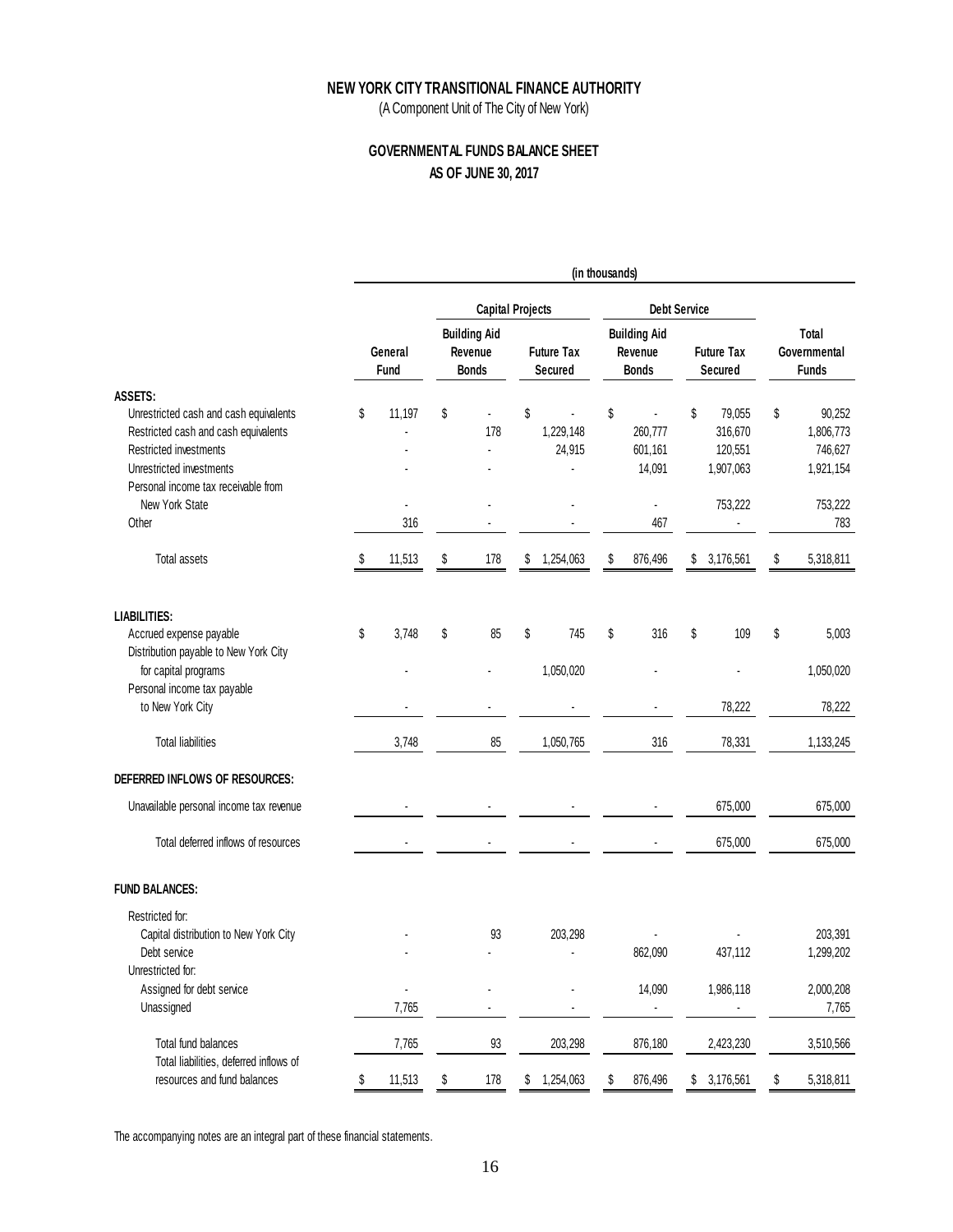# NEW YORK CITY TRANSITIONAL FINANCE AUTHORITY

(A Component Unit of The City of New York)

## GOVERNMENTAL FUNDS BALANCE SHEET
## AS OF JUNE 30, 2017

(in thousands)

| | | Capital Projects | | Debt Service | | |
|---|---|---|---|---|---|---|
| | General Fund | Building Aid Revenue Bonds | Future Tax Secured | Building Aid Revenue Bonds | Future Tax Secured | Total Governmental Funds |
| **ASSETS:** | | | | | | |
| Unrestricted cash and cash equivalents | $ 11,197 | $ - | $ - | $ - | $ 79,055 | $ 90,252 |
| Restricted cash and cash equivalents | - | 178 | 1,229,148 | 260,777 | 316,670 | 1,806,773 |
| Restricted investments | - | - | 24,915 | 601,161 | 120,551 | 746,627 |
| Unrestricted investments | - | - | - | 14,091 | 1,907,063 | 1,921,154 |
| Personal income tax receivable from New York State | - | - | - | - | 753,222 | 753,222 |
| Other | 316 | - | - | 467 | - | 783 |
| Total assets | $ 11,513 | $ 178 | $ 1,254,063 | $ 876,496 | $ 3,176,561 | $ 5,318,811 |
| **LIABILITIES:** | | | | | | |
| Accrued expense payable | $ 3,748 | $ 85 | $ 745 | $ 316 | $ 109 | $ 5,003 |
| Distribution payable to New York City for capital programs | - | - | 1,050,020 | - | - | 1,050,020 |
| Personal income tax payable to New York City | - | - | - | - | 78,222 | 78,222 |
| Total liabilities | 3,748 | 85 | 1,050,765 | 316 | 78,331 | 1,133,245 |
| **DEFERRED INFLOWS OF RESOURCES:** | | | | | | |
| Unavailable personal income tax revenue | - | - | - | - | 675,000 | 675,000 |
| Total deferred inflows of resources | - | - | - | - | 675,000 | 675,000 |
| **FUND BALANCES:** | | | | | | |
| Restricted for: | | | | | | |
| Capital distribution to New York City | - | 93 | 203,298 | - | - | 203,391 |
| Debt service | - | - | - | 862,090 | 437,112 | 1,299,202 |
| Unrestricted for: | | | | | | |
| Assigned for debt service | - | - | - | 14,090 | 1,986,118 | 2,000,208 |
| Unassigned | 7,765 | - | - | - | - | 7,765 |
| Total fund balances | 7,765 | 93 | 203,298 | 876,180 | 2,423,230 | 3,510,566 |
| Total liabilities, deferred inflows of resources and fund balances | $ 11,513 | $ 178 | $ 1,254,063 | $ 876,496 | $ 3,176,561 | $ 5,318,811 |

The accompanying notes are an integral part of these financial statements.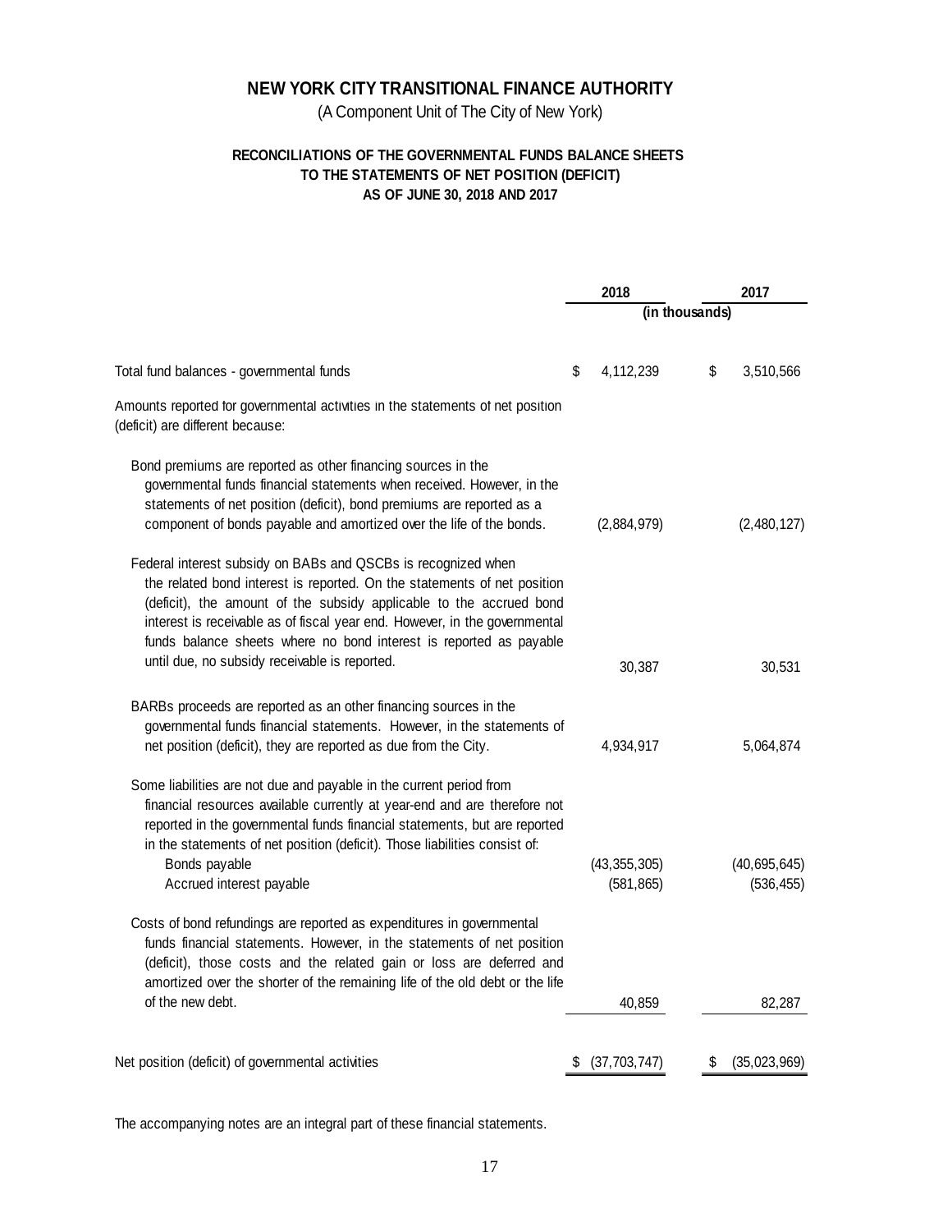# NEW YORK CITY TRANSITIONAL FINANCE AUTHORITY

(A Component Unit of The City of New York)

## RECONCILIATIONS OF THE GOVERNMENTAL FUNDS BALANCE SHEETS TO THE STATEMENTS OF NET POSITION (DEFICIT) AS OF JUNE 30, 2018 AND 2017

| | 2018 | 2017 |
|---|---|---|
| | (in thousands) | |
| Total fund balances - governmental funds | $ 4,112,239 | $ 3,510,566 |
| Amounts reported for governmental activities in the statements of net position (deficit) are different because: | | |
| Bond premiums are reported as other financing sources in the governmental funds financial statements when received. However, in the statements of net position (deficit), bond premiums are reported as a component of bonds payable and amortized over the life of the bonds. | (2,884,979) | (2,480,127) |
| Federal interest subsidy on BABs and QSCBs is recognized when the related bond interest is reported. On the statements of net position (deficit), the amount of the subsidy applicable to the accrued bond interest is receivable as of fiscal year end. However, in the governmental funds balance sheets where no bond interest is reported as payable until due, no subsidy receivable is reported. | 30,387 | 30,531 |
| BARBs proceeds are reported as an other financing sources in the governmental funds financial statements. However, in the statements of net position (deficit), they are reported as due from the City. | 4,934,917 | 5,064,874 |
| Some liabilities are not due and payable in the current period from financial resources available currently at year-end and are therefore not reported in the governmental funds financial statements, but are reported in the statements of net position (deficit). Those liabilities consist of: | | |
| Bonds payable | (43,355,305) | (40,695,645) |
| Accrued interest payable | (581,865) | (536,455) |
| Costs of bond refundings are reported as expenditures in governmental funds financial statements. However, in the statements of net position (deficit), those costs and the related gain or loss are deferred and amortized over the shorter of the remaining life of the old debt or the life of the new debt. | 40,859 | 82,287 |
| Net position (deficit) of governmental activities | $ (37,703,747) | $ (35,023,969) |

The accompanying notes are an integral part of these financial statements.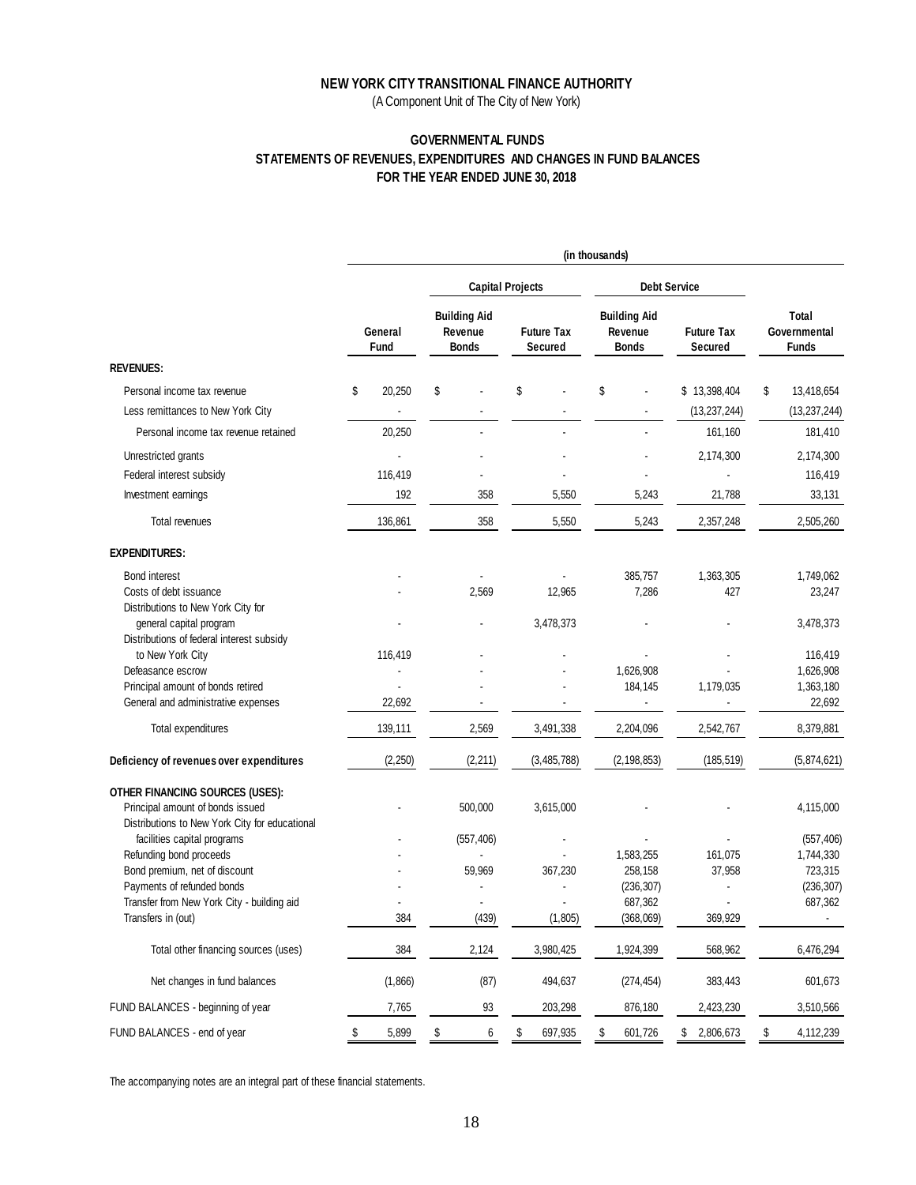**NEW YORK CITY TRANSITIONAL FINANCE AUTHORITY**

(A Component Unit of The City of New York)

**GOVERNMENTAL FUNDS**
**STATEMENTS OF REVENUES, EXPENDITURES AND CHANGES IN FUND BALANCES**
**FOR THE YEAR ENDED JUNE 30, 2018**

| | (in thousands) | | | | | |
|---|---|---|---|---|---|---|
| | | Capital Projects | | Debt Service | | |
| | General Fund | Building Aid Revenue Bonds | Future Tax Secured | Building Aid Revenue Bonds | Future Tax Secured | Total Governmental Funds |
| **REVENUES:** | | | | | | |
| Personal income tax revenue | $ 20,250 | $ - | $ - | $ - | $ 13,398,404 | $ 13,418,654 |
| Less remittances to New York City | - | - | - | - | (13,237,244) | (13,237,244) |
| Personal income tax revenue retained | 20,250 | - | - | - | 161,160 | 181,410 |
| Unrestricted grants | - | - | - | - | 2,174,300 | 2,174,300 |
| Federal interest subsidy | 116,419 | - | - | - | - | 116,419 |
| Investment earnings | 192 | 358 | 5,550 | 5,243 | 21,788 | 33,131 |
| Total revenues | 136,861 | 358 | 5,550 | 5,243 | 2,357,248 | 2,505,260 |
| **EXPENDITURES:** | | | | | | |
| Bond interest | - | - | - | 385,757 | 1,363,305 | 1,749,062 |
| Costs of debt issuance | - | 2,569 | 12,965 | 7,286 | 427 | 23,247 |
| Distributions to New York City for general capital program | - | - | 3,478,373 | - | - | 3,478,373 |
| Distributions of federal interest subsidy to New York City | 116,419 | - | - | - | - | 116,419 |
| Defeasance escrow | - | - | - | 1,626,908 | - | 1,626,908 |
| Principal amount of bonds retired | - | - | - | 184,145 | 1,179,035 | 1,363,180 |
| General and administrative expenses | 22,692 | - | - | - | - | 22,692 |
| Total expenditures | 139,111 | 2,569 | 3,491,338 | 2,204,096 | 2,542,767 | 8,379,881 |
| **Deficiency of revenues over expenditures** | (2,250) | (2,211) | (3,485,788) | (2,198,853) | (185,519) | (5,874,621) |
| **OTHER FINANCING SOURCES (USES):** | | | | | | |
| Principal amount of bonds issued | - | 500,000 | 3,615,000 | - | - | 4,115,000 |
| Distributions to New York City for educational facilities capital programs | - | (557,406) | - | - | - | (557,406) |
| Refunding bond proceeds | - | - | - | 1,583,255 | 161,075 | 1,744,330 |
| Bond premium, net of discount | - | 59,969 | 367,230 | 258,158 | 37,958 | 723,315 |
| Payments of refunded bonds | - | - | - | (236,307) | - | (236,307) |
| Transfer from New York City - building aid | - | - | - | 687,362 | - | 687,362 |
| Transfers in (out) | 384 | (439) | (1,805) | (368,069) | 369,929 | - |
| Total other financing sources (uses) | 384 | 2,124 | 3,980,425 | 1,924,399 | 568,962 | 6,476,294 |
| Net changes in fund balances | (1,866) | (87) | 494,637 | (274,454) | 383,443 | 601,673 |
| FUND BALANCES - beginning of year | 7,765 | 93 | 203,298 | 876,180 | 2,423,230 | 3,510,566 |
| FUND BALANCES - end of year | $ 5,899 | $ 6 | $ 697,935 | $ 601,726 | $ 2,806,673 | $ 4,112,239 |

The accompanying notes are an integral part of these financial statements.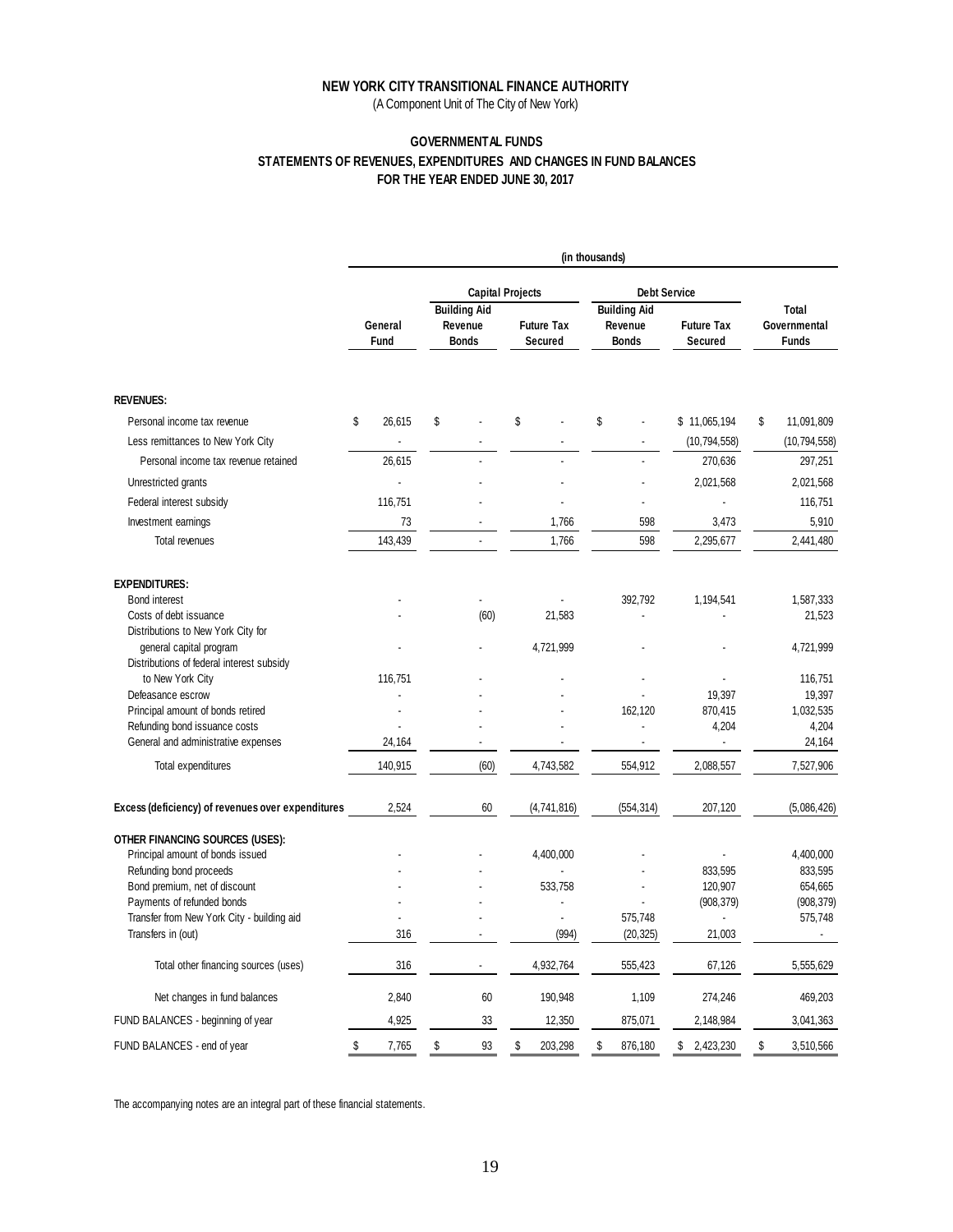# NEW YORK CITY TRANSITIONAL FINANCE AUTHORITY

(A Component Unit of The City of New York)

## GOVERNMENTAL FUNDS
## STATEMENTS OF REVENUES, EXPENDITURES AND CHANGES IN FUND BALANCES
## FOR THE YEAR ENDED JUNE 30, 2017

(in thousands)

| | General Fund | Capital Projects | | Debt Service | | Total Governmental Funds |
|---|---|---|---|---|---|---|
| | | Building Aid Revenue Bonds | Future Tax Secured | Building Aid Revenue Bonds | Future Tax Secured | |
| **REVENUES:** | | | | | | |
| Personal income tax revenue | $ 26,615 | $ - | $ - | $ - | $ 11,065,194 | $ 11,091,809 |
| Less remittances to New York City | - | - | - | - | (10,794,558) | (10,794,558) |
| Personal income tax revenue retained | 26,615 | - | - | - | 270,636 | 297,251 |
| Unrestricted grants | - | - | - | - | 2,021,568 | 2,021,568 |
| Federal interest subsidy | 116,751 | - | - | - | - | 116,751 |
| Investment earnings | 73 | - | 1,766 | 598 | 3,473 | 5,910 |
| Total revenues | 143,439 | - | 1,766 | 598 | 2,295,677 | 2,441,480 |
| **EXPENDITURES:** | | | | | | |
| Bond interest | - | - | - | 392,792 | 1,194,541 | 1,587,333 |
| Costs of debt issuance | - | (60) | 21,583 | - | - | 21,523 |
| Distributions to New York City for general capital program | - | - | 4,721,999 | - | - | 4,721,999 |
| Distributions of federal interest subsidy to New York City | 116,751 | - | - | - | - | 116,751 |
| Defeasance escrow | - | - | - | - | 19,397 | 19,397 |
| Principal amount of bonds retired | - | - | - | 162,120 | 870,415 | 1,032,535 |
| Refunding bond issuance costs | - | - | - | - | 4,204 | 4,204 |
| General and administrative expenses | 24,164 | - | - | - | - | 24,164 |
| Total expenditures | 140,915 | (60) | 4,743,582 | 554,912 | 2,088,557 | 7,527,906 |
| **Excess (deficiency) of revenues over expenditures** | 2,524 | 60 | (4,741,816) | (554,314) | 207,120 | (5,086,426) |
| **OTHER FINANCING SOURCES (USES):** | | | | | | |
| Principal amount of bonds issued | - | - | 4,400,000 | - | - | 4,400,000 |
| Refunding bond proceeds | - | - | - | - | 833,595 | 833,595 |
| Bond premium, net of discount | - | - | 533,758 | - | 120,907 | 654,665 |
| Payments of refunded bonds | - | - | - | - | (908,379) | (908,379) |
| Transfer from New York City - building aid | - | - | - | 575,748 | - | 575,748 |
| Transfers in (out) | 316 | - | (994) | (20,325) | 21,003 | - |
| Total other financing sources (uses) | 316 | - | 4,932,764 | 555,423 | 67,126 | 5,555,629 |
| Net changes in fund balances | 2,840 | 60 | 190,948 | 1,109 | 274,246 | 469,203 |
| FUND BALANCES - beginning of year | 4,925 | 33 | 12,350 | 875,071 | 2,148,984 | 3,041,363 |
| FUND BALANCES - end of year | $ 7,765 | $ 93 | $ 203,298 | $ 876,180 | $ 2,423,230 | $ 3,510,566 |

The accompanying notes are an integral part of these financial statements.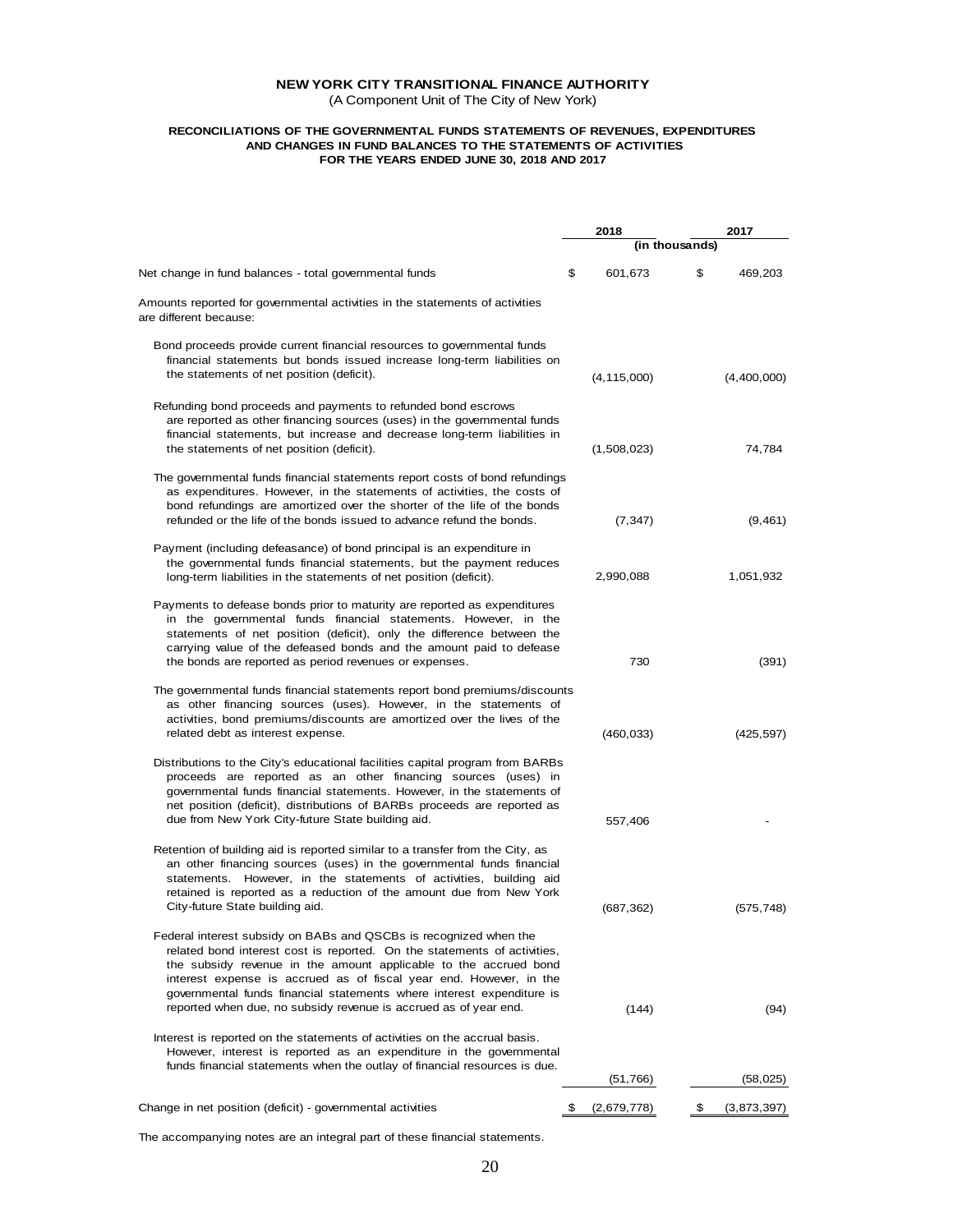**NEW YORK CITY TRANSITIONAL FINANCE AUTHORITY**

(A Component Unit of The City of New York)

**RECONCILIATIONS OF THE GOVERNMENTAL FUNDS STATEMENTS OF REVENUES, EXPENDITURES AND CHANGES IN FUND BALANCES TO THE STATEMENTS OF ACTIVITIES FOR THE YEARS ENDED JUNE 30, 2018 AND 2017**

| | 2018 | 2017 |
|---|---|---|
| | (in thousands) | |
| Net change in fund balances - total governmental funds | $ 601,673 | $ 469,203 |
| Amounts reported for governmental activities in the statements of activities are different because: | | |
| Bond proceeds provide current financial resources to governmental funds financial statements but bonds issued increase long-term liabilities on the statements of net position (deficit). | (4,115,000) | (4,400,000) |
| Refunding bond proceeds and payments to refunded bond escrows are reported as other financing sources (uses) in the governmental funds financial statements, but increase and decrease long-term liabilities in the statements of net position (deficit). | (1,508,023) | 74,784 |
| The governmental funds financial statements report costs of bond refundings as expenditures. However, in the statements of activities, the costs of bond refundings are amortized over the shorter of the life of the bonds refunded or the life of the bonds issued to advance refund the bonds. | (7,347) | (9,461) |
| Payment (including defeasance) of bond principal is an expenditure in the governmental funds financial statements, but the payment reduces long-term liabilities in the statements of net position (deficit). | 2,990,088 | 1,051,932 |
| Payments to defease bonds prior to maturity are reported as expenditures in the governmental funds financial statements. However, in the statements of net position (deficit), only the difference between the carrying value of the defeased bonds and the amount paid to defease the bonds are reported as period revenues or expenses. | 730 | (391) |
| The governmental funds financial statements report bond premiums/discounts as other financing sources (uses). However, in the statements of activities, bond premiums/discounts are amortized over the lives of the related debt as interest expense. | (460,033) | (425,597) |
| Distributions to the City's educational facilities capital program from BARBs proceeds are reported as an other financing sources (uses) in governmental funds financial statements. However, in the statements of net position (deficit), distributions of BARBs proceeds are reported as due from New York City-future State building aid. | 557,406 | - |
| Retention of building aid is reported similar to a transfer from the City, as an other financing sources (uses) in the governmental funds financial statements. However, in the statements of activities, building aid retained is reported as a reduction of the amount due from New York City-future State building aid. | (687,362) | (575,748) |
| Federal interest subsidy on BABs and QSCBs is recognized when the related bond interest cost is reported. On the statements of activities, the subsidy revenue in the amount applicable to the accrued bond interest expense is accrued as of fiscal year end. However, in the governmental funds financial statements where interest expenditure is reported when due, no subsidy revenue is accrued as of year end. | (144) | (94) |
| Interest is reported on the statements of activities on the accrual basis. However, interest is reported as an expenditure in the governmental funds financial statements when the outlay of financial resources is due. | (51,766) | (58,025) |
| Change in net position (deficit) - governmental activities | $ (2,679,778) | $ (3,873,397) |

The accompanying notes are an integral part of these financial statements.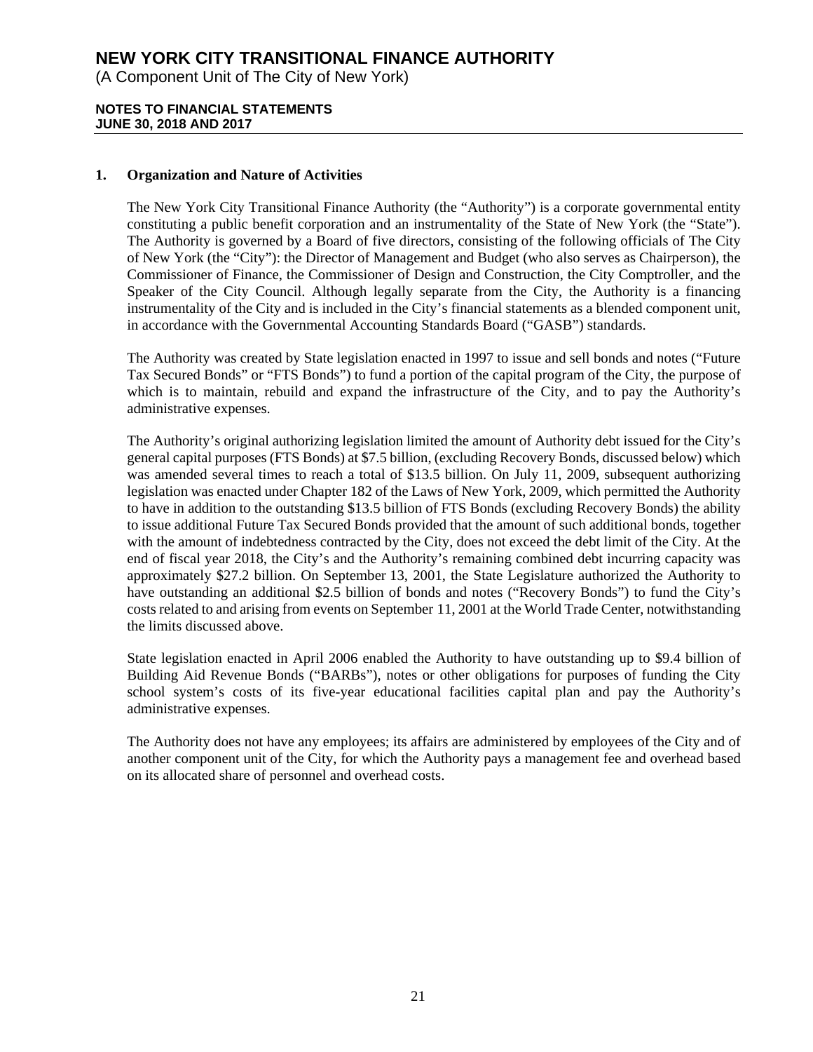# NEW YORK CITY TRANSITIONAL FINANCE AUTHORITY

(A Component Unit of The City of New York)

**NOTES TO FINANCIAL STATEMENTS**
**JUNE 30, 2018 AND 2017**

## 1. Organization and Nature of Activities

The New York City Transitional Finance Authority (the "Authority") is a corporate governmental entity constituting a public benefit corporation and an instrumentality of the State of New York (the "State"). The Authority is governed by a Board of five directors, consisting of the following officials of The City of New York (the "City"): the Director of Management and Budget (who also serves as Chairperson), the Commissioner of Finance, the Commissioner of Design and Construction, the City Comptroller, and the Speaker of the City Council. Although legally separate from the City, the Authority is a financing instrumentality of the City and is included in the City's financial statements as a blended component unit, in accordance with the Governmental Accounting Standards Board ("GASB") standards.

The Authority was created by State legislation enacted in 1997 to issue and sell bonds and notes ("Future Tax Secured Bonds" or "FTS Bonds") to fund a portion of the capital program of the City, the purpose of which is to maintain, rebuild and expand the infrastructure of the City, and to pay the Authority's administrative expenses.

The Authority's original authorizing legislation limited the amount of Authority debt issued for the City's general capital purposes (FTS Bonds) at $7.5 billion, (excluding Recovery Bonds, discussed below) which was amended several times to reach a total of $13.5 billion. On July 11, 2009, subsequent authorizing legislation was enacted under Chapter 182 of the Laws of New York, 2009, which permitted the Authority to have in addition to the outstanding $13.5 billion of FTS Bonds (excluding Recovery Bonds) the ability to issue additional Future Tax Secured Bonds provided that the amount of such additional bonds, together with the amount of indebtedness contracted by the City, does not exceed the debt limit of the City. At the end of fiscal year 2018, the City's and the Authority's remaining combined debt incurring capacity was approximately $27.2 billion. On September 13, 2001, the State Legislature authorized the Authority to have outstanding an additional $2.5 billion of bonds and notes ("Recovery Bonds") to fund the City's costs related to and arising from events on September 11, 2001 at the World Trade Center, notwithstanding the limits discussed above.

State legislation enacted in April 2006 enabled the Authority to have outstanding up to $9.4 billion of Building Aid Revenue Bonds ("BARBs"), notes or other obligations for purposes of funding the City school system's costs of its five-year educational facilities capital plan and pay the Authority's administrative expenses.

The Authority does not have any employees; its affairs are administered by employees of the City and of another component unit of the City, for which the Authority pays a management fee and overhead based on its allocated share of personnel and overhead costs.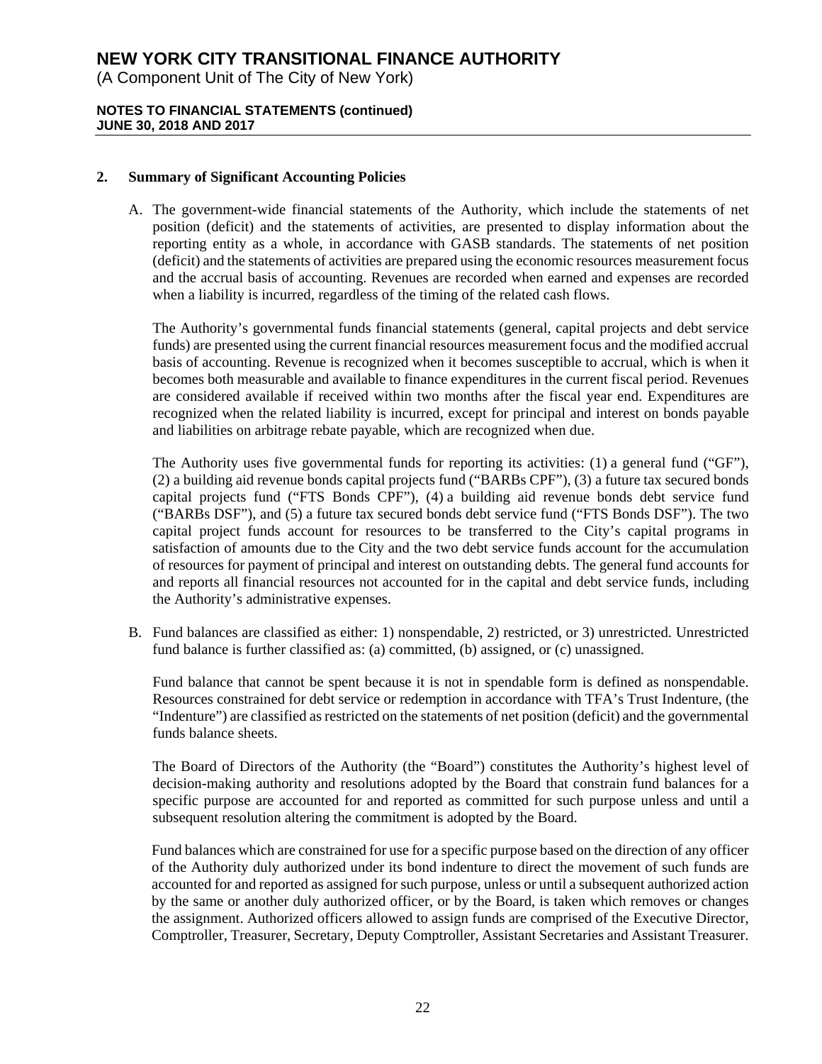## 2. Summary of Significant Accounting Policies

A. The government-wide financial statements of the Authority, which include the statements of net position (deficit) and the statements of activities, are presented to display information about the reporting entity as a whole, in accordance with GASB standards. The statements of net position (deficit) and the statements of activities are prepared using the economic resources measurement focus and the accrual basis of accounting. Revenues are recorded when earned and expenses are recorded when a liability is incurred, regardless of the timing of the related cash flows.

   The Authority's governmental funds financial statements (general, capital projects and debt service funds) are presented using the current financial resources measurement focus and the modified accrual basis of accounting. Revenue is recognized when it becomes susceptible to accrual, which is when it becomes both measurable and available to finance expenditures in the current fiscal period. Revenues are considered available if received within two months after the fiscal year end. Expenditures are recognized when the related liability is incurred, except for principal and interest on bonds payable and liabilities on arbitrage rebate payable, which are recognized when due.

   The Authority uses five governmental funds for reporting its activities: (1) a general fund ("GF"), (2) a building aid revenue bonds capital projects fund ("BARBs CPF"), (3) a future tax secured bonds capital projects fund ("FTS Bonds CPF"), (4) a building aid revenue bonds debt service fund ("BARBs DSF"), and (5) a future tax secured bonds debt service fund ("FTS Bonds DSF"). The two capital project funds account for resources to be transferred to the City's capital programs in satisfaction of amounts due to the City and the two debt service funds account for the accumulation of resources for payment of principal and interest on outstanding debts. The general fund accounts for and reports all financial resources not accounted for in the capital and debt service funds, including the Authority's administrative expenses.

B. Fund balances are classified as either: 1) nonspendable, 2) restricted, or 3) unrestricted. Unrestricted fund balance is further classified as: (a) committed, (b) assigned, or (c) unassigned.

   Fund balance that cannot be spent because it is not in spendable form is defined as nonspendable. Resources constrained for debt service or redemption in accordance with TFA's Trust Indenture, (the "Indenture") are classified as restricted on the statements of net position (deficit) and the governmental funds balance sheets.

   The Board of Directors of the Authority (the "Board") constitutes the Authority's highest level of decision-making authority and resolutions adopted by the Board that constrain fund balances for a specific purpose are accounted for and reported as committed for such purpose unless and until a subsequent resolution altering the commitment is adopted by the Board.

   Fund balances which are constrained for use for a specific purpose based on the direction of any officer of the Authority duly authorized under its bond indenture to direct the movement of such funds are accounted for and reported as assigned for such purpose, unless or until a subsequent authorized action by the same or another duly authorized officer, or by the Board, is taken which removes or changes the assignment. Authorized officers allowed to assign funds are comprised of the Executive Director, Comptroller, Treasurer, Secretary, Deputy Comptroller, Assistant Secretaries and Assistant Treasurer.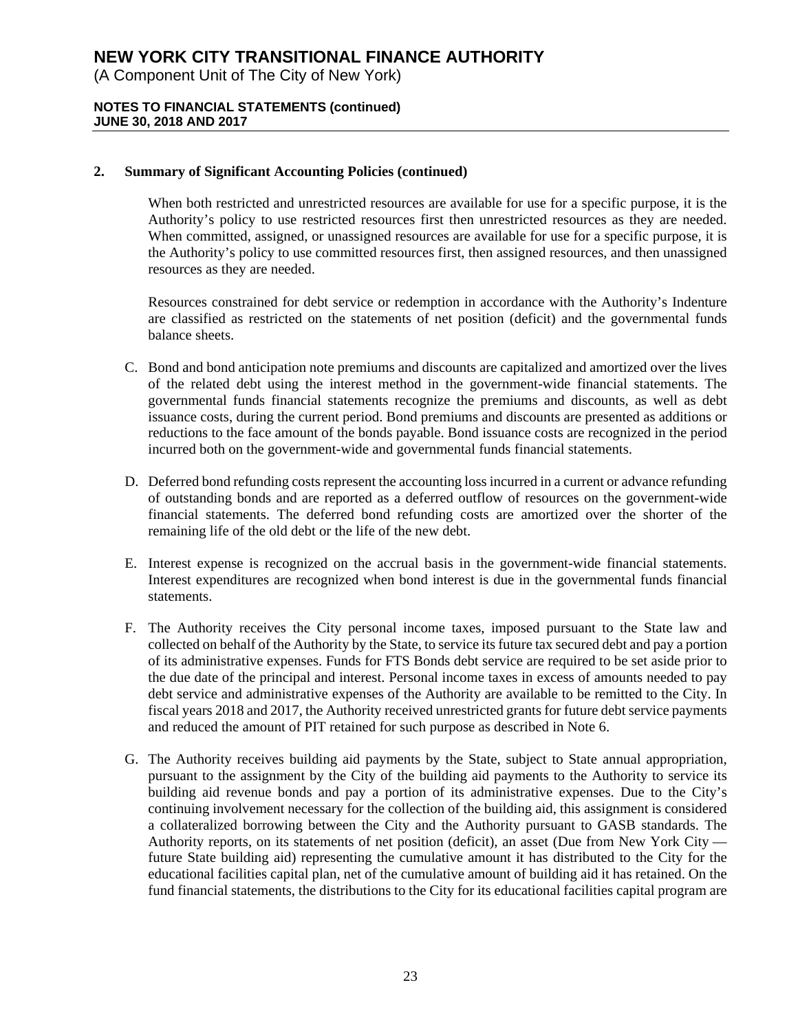## 2. Summary of Significant Accounting Policies (continued)

When both restricted and unrestricted resources are available for use for a specific purpose, it is the Authority's policy to use restricted resources first then unrestricted resources as they are needed. When committed, assigned, or unassigned resources are available for use for a specific purpose, it is the Authority's policy to use committed resources first, then assigned resources, and then unassigned resources as they are needed.

Resources constrained for debt service or redemption in accordance with the Authority's Indenture are classified as restricted on the statements of net position (deficit) and the governmental funds balance sheets.

C. Bond and bond anticipation note premiums and discounts are capitalized and amortized over the lives of the related debt using the interest method in the government-wide financial statements. The governmental funds financial statements recognize the premiums and discounts, as well as debt issuance costs, during the current period. Bond premiums and discounts are presented as additions or reductions to the face amount of the bonds payable. Bond issuance costs are recognized in the period incurred both on the government-wide and governmental funds financial statements.

D. Deferred bond refunding costs represent the accounting loss incurred in a current or advance refunding of outstanding bonds and are reported as a deferred outflow of resources on the government-wide financial statements. The deferred bond refunding costs are amortized over the shorter of the remaining life of the old debt or the life of the new debt.

E. Interest expense is recognized on the accrual basis in the government-wide financial statements. Interest expenditures are recognized when bond interest is due in the governmental funds financial statements.

F. The Authority receives the City personal income taxes, imposed pursuant to the State law and collected on behalf of the Authority by the State, to service its future tax secured debt and pay a portion of its administrative expenses. Funds for FTS Bonds debt service are required to be set aside prior to the due date of the principal and interest. Personal income taxes in excess of amounts needed to pay debt service and administrative expenses of the Authority are available to be remitted to the City. In fiscal years 2018 and 2017, the Authority received unrestricted grants for future debt service payments and reduced the amount of PIT retained for such purpose as described in Note 6.

G. The Authority receives building aid payments by the State, subject to State annual appropriation, pursuant to the assignment by the City of the building aid payments to the Authority to service its building aid revenue bonds and pay a portion of its administrative expenses. Due to the City's continuing involvement necessary for the collection of the building aid, this assignment is considered a collateralized borrowing between the City and the Authority pursuant to GASB standards. The Authority reports, on its statements of net position (deficit), an asset (Due from New York City — future State building aid) representing the cumulative amount it has distributed to the City for the educational facilities capital plan, net of the cumulative amount of building aid it has retained. On the fund financial statements, the distributions to the City for its educational facilities capital program are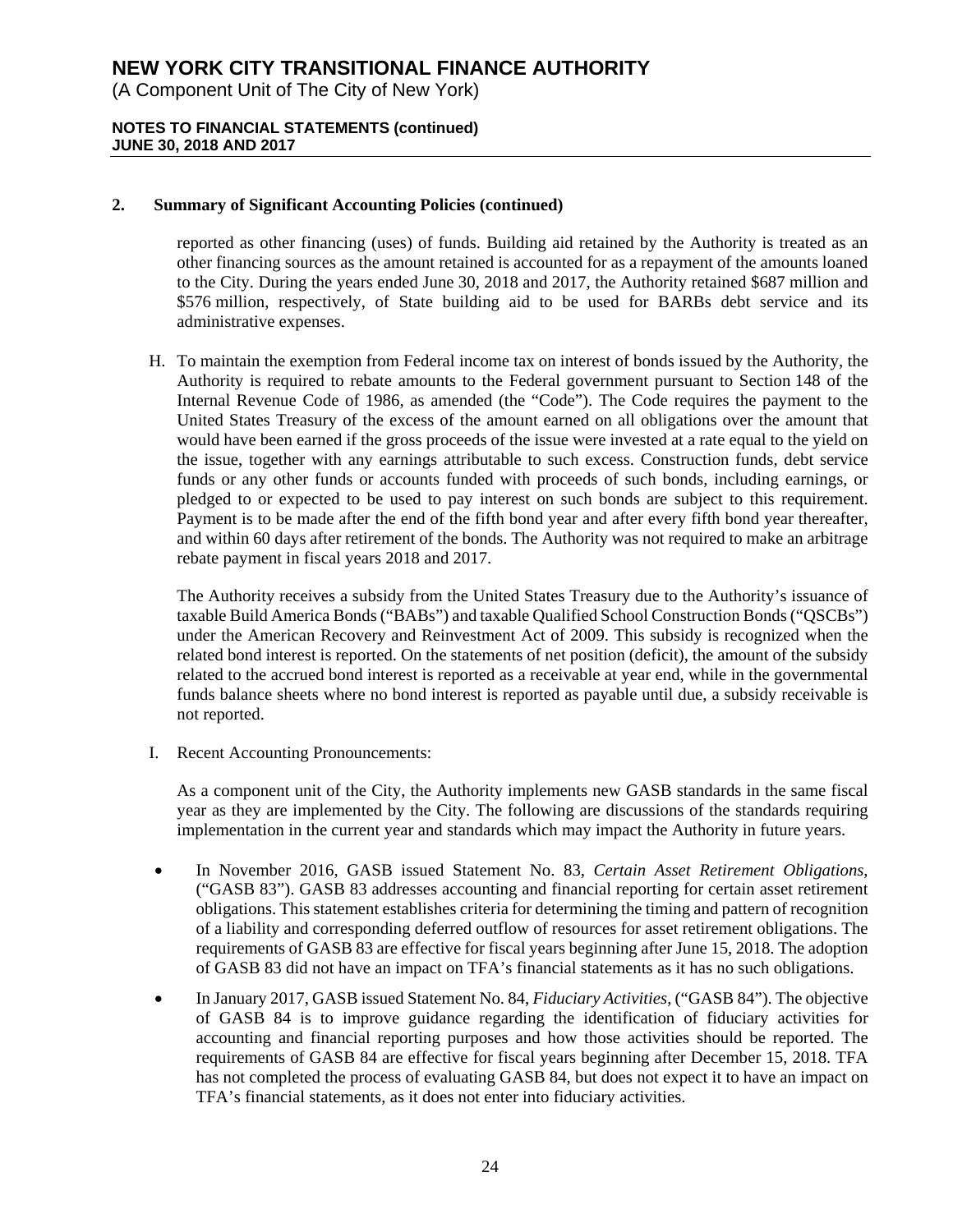## 2. Summary of Significant Accounting Policies (continued)

reported as other financing (uses) of funds. Building aid retained by the Authority is treated as an other financing sources as the amount retained is accounted for as a repayment of the amounts loaned to the City. During the years ended June 30, 2018 and 2017, the Authority retained $687 million and $576 million, respectively, of State building aid to be used for BARBs debt service and its administrative expenses.

H. To maintain the exemption from Federal income tax on interest of bonds issued by the Authority, the Authority is required to rebate amounts to the Federal government pursuant to Section 148 of the Internal Revenue Code of 1986, as amended (the "Code"). The Code requires the payment to the United States Treasury of the excess of the amount earned on all obligations over the amount that would have been earned if the gross proceeds of the issue were invested at a rate equal to the yield on the issue, together with any earnings attributable to such excess. Construction funds, debt service funds or any other funds or accounts funded with proceeds of such bonds, including earnings, or pledged to or expected to be used to pay interest on such bonds are subject to this requirement. Payment is to be made after the end of the fifth bond year and after every fifth bond year thereafter, and within 60 days after retirement of the bonds. The Authority was not required to make an arbitrage rebate payment in fiscal years 2018 and 2017.

The Authority receives a subsidy from the United States Treasury due to the Authority's issuance of taxable Build America Bonds ("BABs") and taxable Qualified School Construction Bonds ("QSCBs") under the American Recovery and Reinvestment Act of 2009. This subsidy is recognized when the related bond interest is reported. On the statements of net position (deficit), the amount of the subsidy related to the accrued bond interest is reported as a receivable at year end, while in the governmental funds balance sheets where no bond interest is reported as payable until due, a subsidy receivable is not reported.

I. Recent Accounting Pronouncements:

As a component unit of the City, the Authority implements new GASB standards in the same fiscal year as they are implemented by the City. The following are discussions of the standards requiring implementation in the current year and standards which may impact the Authority in future years.

- In November 2016, GASB issued Statement No. 83, *Certain Asset Retirement Obligations*, ("GASB 83"). GASB 83 addresses accounting and financial reporting for certain asset retirement obligations. This statement establishes criteria for determining the timing and pattern of recognition of a liability and corresponding deferred outflow of resources for asset retirement obligations. The requirements of GASB 83 are effective for fiscal years beginning after June 15, 2018. The adoption of GASB 83 did not have an impact on TFA's financial statements as it has no such obligations.
- In January 2017, GASB issued Statement No. 84, *Fiduciary Activities*, ("GASB 84"). The objective of GASB 84 is to improve guidance regarding the identification of fiduciary activities for accounting and financial reporting purposes and how those activities should be reported. The requirements of GASB 84 are effective for fiscal years beginning after December 15, 2018. TFA has not completed the process of evaluating GASB 84, but does not expect it to have an impact on TFA's financial statements, as it does not enter into fiduciary activities.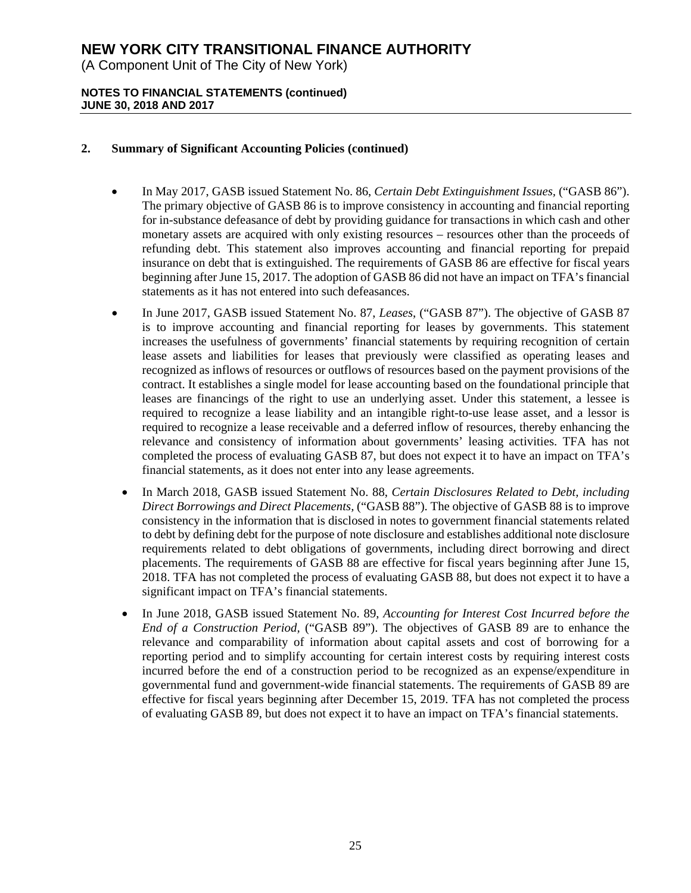## 2. Summary of Significant Accounting Policies (continued)

- In May 2017, GASB issued Statement No. 86, *Certain Debt Extinguishment Issues,* ("GASB 86"). The primary objective of GASB 86 is to improve consistency in accounting and financial reporting for in-substance defeasance of debt by providing guidance for transactions in which cash and other monetary assets are acquired with only existing resources – resources other than the proceeds of refunding debt. This statement also improves accounting and financial reporting for prepaid insurance on debt that is extinguished. The requirements of GASB 86 are effective for fiscal years beginning after June 15, 2017. The adoption of GASB 86 did not have an impact on TFA's financial statements as it has not entered into such defeasances.

- In June 2017, GASB issued Statement No. 87, *Leases,* ("GASB 87"). The objective of GASB 87 is to improve accounting and financial reporting for leases by governments. This statement increases the usefulness of governments' financial statements by requiring recognition of certain lease assets and liabilities for leases that previously were classified as operating leases and recognized as inflows of resources or outflows of resources based on the payment provisions of the contract. It establishes a single model for lease accounting based on the foundational principle that leases are financings of the right to use an underlying asset. Under this statement, a lessee is required to recognize a lease liability and an intangible right-to-use lease asset, and a lessor is required to recognize a lease receivable and a deferred inflow of resources, thereby enhancing the relevance and consistency of information about governments' leasing activities. TFA has not completed the process of evaluating GASB 87, but does not expect it to have an impact on TFA's financial statements, as it does not enter into any lease agreements.

- In March 2018, GASB issued Statement No. 88, *Certain Disclosures Related to Debt, including Direct Borrowings and Direct Placements,* ("GASB 88"). The objective of GASB 88 is to improve consistency in the information that is disclosed in notes to government financial statements related to debt by defining debt for the purpose of note disclosure and establishes additional note disclosure requirements related to debt obligations of governments, including direct borrowing and direct placements. The requirements of GASB 88 are effective for fiscal years beginning after June 15, 2018. TFA has not completed the process of evaluating GASB 88, but does not expect it to have a significant impact on TFA's financial statements.

- In June 2018, GASB issued Statement No. 89, *Accounting for Interest Cost Incurred before the End of a Construction Period,* ("GASB 89"). The objectives of GASB 89 are to enhance the relevance and comparability of information about capital assets and cost of borrowing for a reporting period and to simplify accounting for certain interest costs by requiring interest costs incurred before the end of a construction period to be recognized as an expense/expenditure in governmental fund and government-wide financial statements. The requirements of GASB 89 are effective for fiscal years beginning after December 15, 2019. TFA has not completed the process of evaluating GASB 89, but does not expect it to have an impact on TFA's financial statements.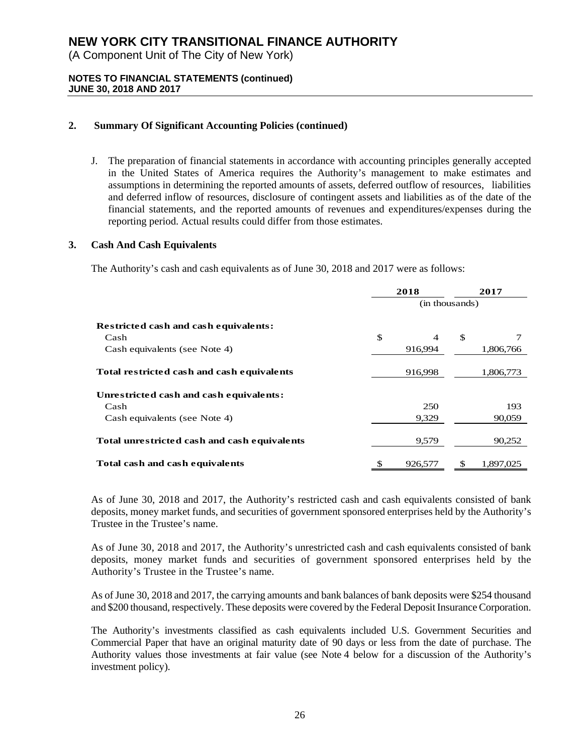# NEW YORK CITY TRANSITIONAL FINANCE AUTHORITY

(A Component Unit of The City of New York)

**NOTES TO FINANCIAL STATEMENTS (continued)**
**JUNE 30, 2018 AND 2017**

## 2. Summary Of Significant Accounting Policies (continued)

J. The preparation of financial statements in accordance with accounting principles generally accepted in the United States of America requires the Authority's management to make estimates and assumptions in determining the reported amounts of assets, deferred outflow of resources, liabilities and deferred inflow of resources, disclosure of contingent assets and liabilities as of the date of the financial statements, and the reported amounts of revenues and expenditures/expenses during the reporting period. Actual results could differ from those estimates.

## 3. Cash And Cash Equivalents

The Authority's cash and cash equivalents as of June 30, 2018 and 2017 were as follows:

| | 2018 | 2017 |
|---|---|---|
| | (in thousands) | |
| **Restricted cash and cash equivalents:** | | |
| Cash | $ 4 | $ 7 |
| Cash equivalents (see Note 4) | 916,994 | 1,806,766 |
| **Total restricted cash and cash equivalents** | 916,998 | 1,806,773 |
| **Unrestricted cash and cash equivalents:** | | |
| Cash | 250 | 193 |
| Cash equivalents (see Note 4) | 9,329 | 90,059 |
| **Total unrestricted cash and cash equivalents** | 9,579 | 90,252 |
| **Total cash and cash equivalents** | $ 926,577 | $ 1,897,025 |

As of June 30, 2018 and 2017, the Authority's restricted cash and cash equivalents consisted of bank deposits, money market funds, and securities of government sponsored enterprises held by the Authority's Trustee in the Trustee's name.

As of June 30, 2018 and 2017, the Authority's unrestricted cash and cash equivalents consisted of bank deposits, money market funds and securities of government sponsored enterprises held by the Authority's Trustee in the Trustee's name.

As of June 30, 2018 and 2017, the carrying amounts and bank balances of bank deposits were $254 thousand and $200 thousand, respectively. These deposits were covered by the Federal Deposit Insurance Corporation.

The Authority's investments classified as cash equivalents included U.S. Government Securities and Commercial Paper that have an original maturity date of 90 days or less from the date of purchase. The Authority values those investments at fair value (see Note 4 below for a discussion of the Authority's investment policy).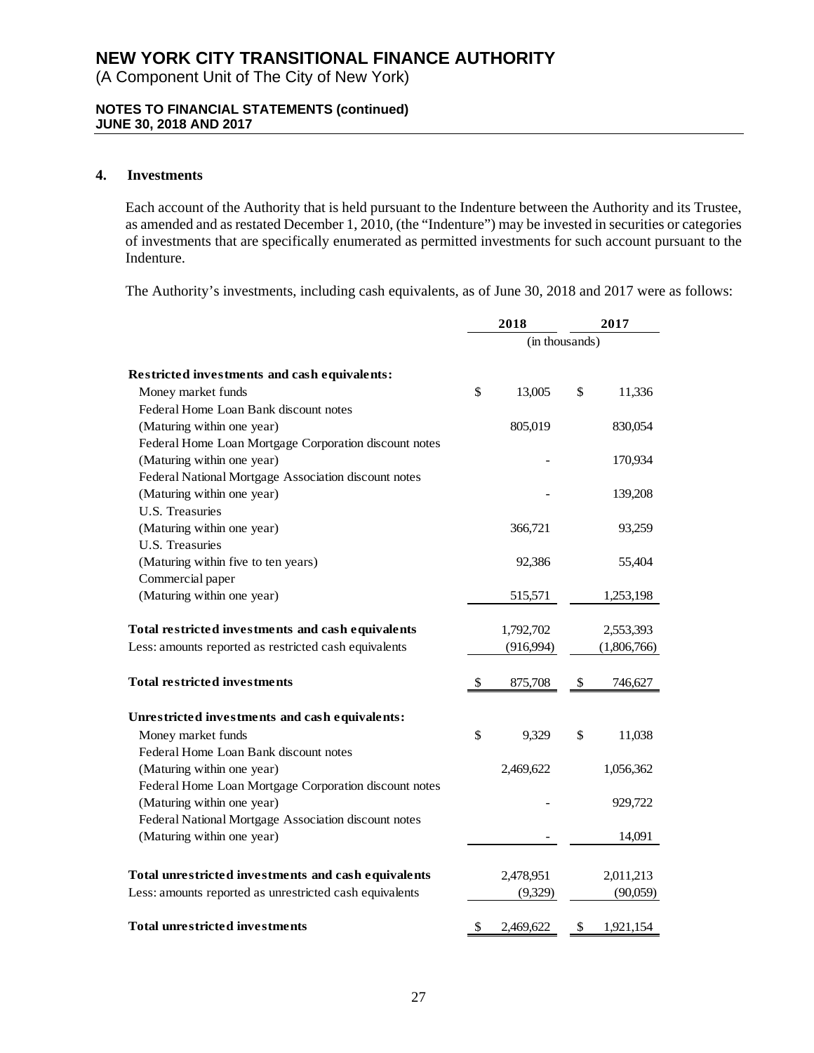## 4. Investments

Each account of the Authority that is held pursuant to the Indenture between the Authority and its Trustee, as amended and as restated December 1, 2010, (the "Indenture") may be invested in securities or categories of investments that are specifically enumerated as permitted investments for such account pursuant to the Indenture.

The Authority's investments, including cash equivalents, as of June 30, 2018 and 2017 were as follows:

| | 2018 | 2017 |
|---|---|---|
| | (in thousands) | |
| **Restricted investments and cash equivalents:** | | |
| Money market funds | $ 13,005 | $ 11,336 |
| Federal Home Loan Bank discount notes (Maturing within one year) | 805,019 | 830,054 |
| Federal Home Loan Mortgage Corporation discount notes (Maturing within one year) | - | 170,934 |
| Federal National Mortgage Association discount notes (Maturing within one year) | - | 139,208 |
| U.S. Treasuries (Maturing within one year) | 366,721 | 93,259 |
| U.S. Treasuries (Maturing within five to ten years) | 92,386 | 55,404 |
| Commercial paper (Maturing within one year) | 515,571 | 1,253,198 |
| **Total restricted investments and cash equivalents** | 1,792,702 | 2,553,393 |
| Less: amounts reported as restricted cash equivalents | (916,994) | (1,806,766) |
| **Total restricted investments** | $ 875,708 | $ 746,627 |
| **Unrestricted investments and cash equivalents:** | | |
| Money market funds | $ 9,329 | $ 11,038 |
| Federal Home Loan Bank discount notes (Maturing within one year) | 2,469,622 | 1,056,362 |
| Federal Home Loan Mortgage Corporation discount notes (Maturing within one year) | - | 929,722 |
| Federal National Mortgage Association discount notes (Maturing within one year) | - | 14,091 |
| **Total unrestricted investments and cash equivalents** | 2,478,951 | 2,011,213 |
| Less: amounts reported as unrestricted cash equivalents | (9,329) | (90,059) |
| **Total unrestricted investments** | $ 2,469,622 | $ 1,921,154 |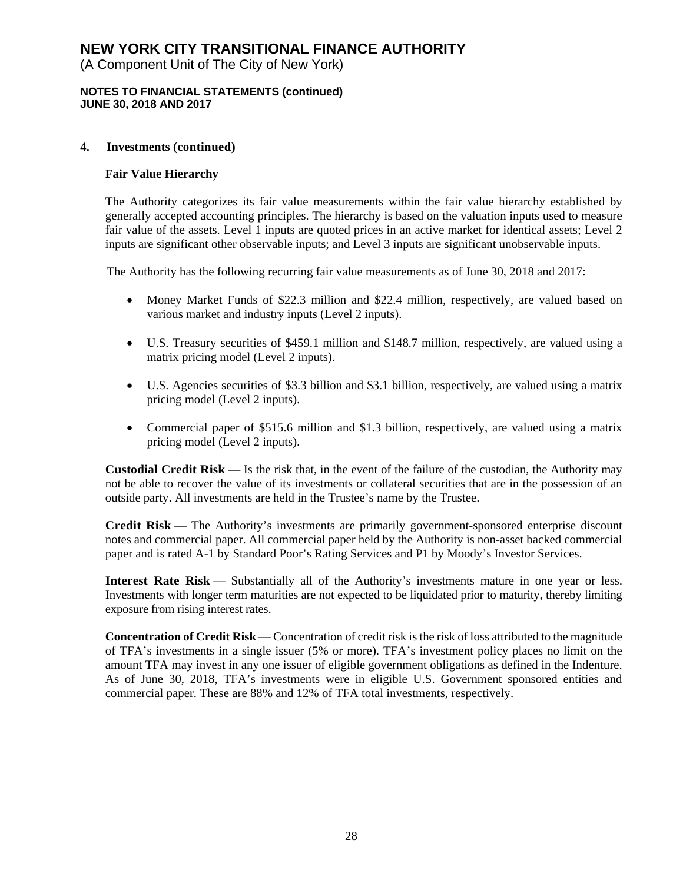## 4. Investments (continued)

### Fair Value Hierarchy

The Authority categorizes its fair value measurements within the fair value hierarchy established by generally accepted accounting principles. The hierarchy is based on the valuation inputs used to measure fair value of the assets. Level 1 inputs are quoted prices in an active market for identical assets; Level 2 inputs are significant other observable inputs; and Level 3 inputs are significant unobservable inputs.

The Authority has the following recurring fair value measurements as of June 30, 2018 and 2017:

- Money Market Funds of $22.3 million and $22.4 million, respectively, are valued based on various market and industry inputs (Level 2 inputs).
- U.S. Treasury securities of $459.1 million and $148.7 million, respectively, are valued using a matrix pricing model (Level 2 inputs).
- U.S. Agencies securities of $3.3 billion and $3.1 billion, respectively, are valued using a matrix pricing model (Level 2 inputs).
- Commercial paper of $515.6 million and $1.3 billion, respectively, are valued using a matrix pricing model (Level 2 inputs).

**Custodial Credit Risk** — Is the risk that, in the event of the failure of the custodian, the Authority may not be able to recover the value of its investments or collateral securities that are in the possession of an outside party. All investments are held in the Trustee's name by the Trustee.

**Credit Risk** — The Authority's investments are primarily government-sponsored enterprise discount notes and commercial paper. All commercial paper held by the Authority is non-asset backed commercial paper and is rated A-1 by Standard Poor's Rating Services and P1 by Moody's Investor Services.

**Interest Rate Risk** — Substantially all of the Authority's investments mature in one year or less. Investments with longer term maturities are not expected to be liquidated prior to maturity, thereby limiting exposure from rising interest rates.

**Concentration of Credit Risk —** Concentration of credit risk is the risk of loss attributed to the magnitude of TFA's investments in a single issuer (5% or more). TFA's investment policy places no limit on the amount TFA may invest in any one issuer of eligible government obligations as defined in the Indenture. As of June 30, 2018, TFA's investments were in eligible U.S. Government sponsored entities and commercial paper. These are 88% and 12% of TFA total investments, respectively.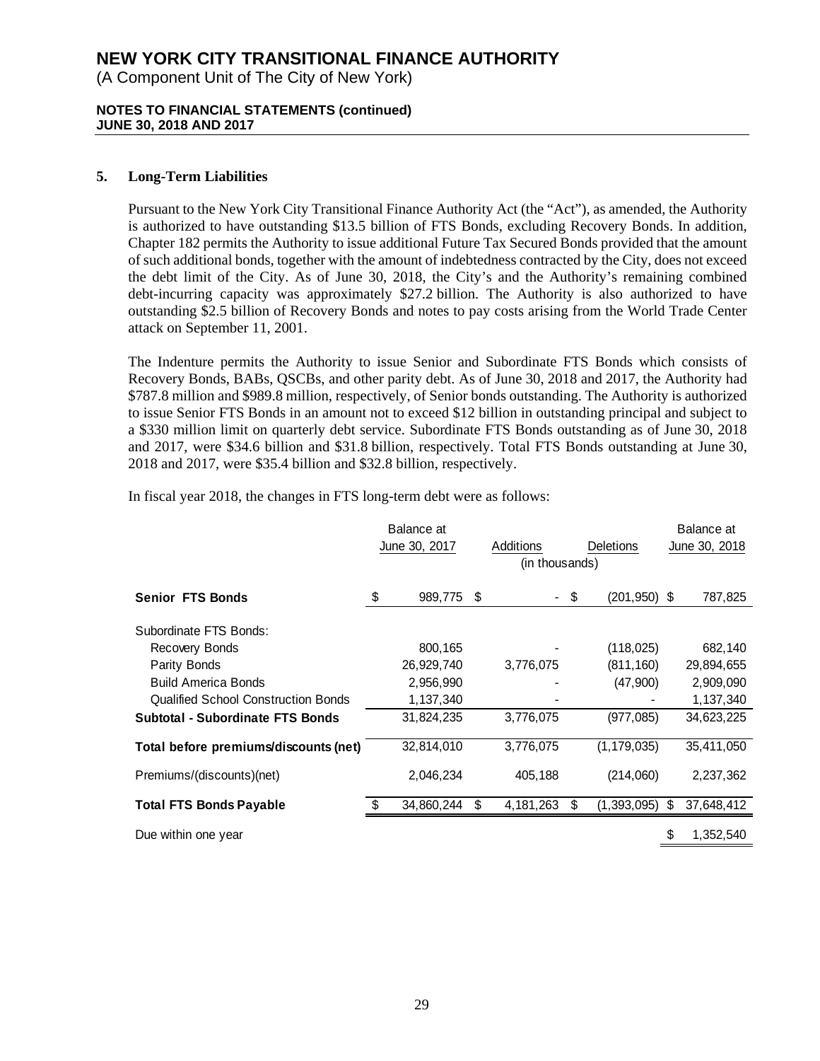# NEW YORK CITY TRANSITIONAL FINANCE AUTHORITY

(A Component Unit of The City of New York)

**NOTES TO FINANCIAL STATEMENTS (continued)**
**JUNE 30, 2018 AND 2017**

## 5. Long-Term Liabilities

Pursuant to the New York City Transitional Finance Authority Act (the "Act"), as amended, the Authority is authorized to have outstanding \$13.5 billion of FTS Bonds, excluding Recovery Bonds. In addition, Chapter 182 permits the Authority to issue additional Future Tax Secured Bonds provided that the amount of such additional bonds, together with the amount of indebtedness contracted by the City, does not exceed the debt limit of the City. As of June 30, 2018, the City's and the Authority's remaining combined debt-incurring capacity was approximately \$27.2 billion. The Authority is also authorized to have outstanding \$2.5 billion of Recovery Bonds and notes to pay costs arising from the World Trade Center attack on September 11, 2001.

The Indenture permits the Authority to issue Senior and Subordinate FTS Bonds which consists of Recovery Bonds, BABs, QSCBs, and other parity debt. As of June 30, 2018 and 2017, the Authority had \$787.8 million and \$989.8 million, respectively, of Senior bonds outstanding. The Authority is authorized to issue Senior FTS Bonds in an amount not to exceed \$12 billion in outstanding principal and subject to a \$330 million limit on quarterly debt service. Subordinate FTS Bonds outstanding as of June 30, 2018 and 2017, were \$34.6 billion and \$31.8 billion, respectively. Total FTS Bonds outstanding at June 30, 2018 and 2017, were \$35.4 billion and \$32.8 billion, respectively.

In fiscal year 2018, the changes in FTS long-term debt were as follows:

| | Balance at June 30, 2017 | Additions | Deletions | Balance at June 30, 2018 |
|---|---|---|---|---|
| | | (in thousands) | | |
| **Senior FTS Bonds** | \$ 989,775 | \$ - | \$ (201,950) | \$ 787,825 |
| Subordinate FTS Bonds: | | | | |
| Recovery Bonds | 800,165 | - | (118,025) | 682,140 |
| Parity Bonds | 26,929,740 | 3,776,075 | (811,160) | 29,894,655 |
| Build America Bonds | 2,956,990 | - | (47,900) | 2,909,090 |
| Qualified School Construction Bonds | 1,137,340 | - | - | 1,137,340 |
| **Subtotal - Subordinate FTS Bonds** | 31,824,235 | 3,776,075 | (977,085) | 34,623,225 |
| **Total before premiums/discounts (net)** | 32,814,010 | 3,776,075 | (1,179,035) | 35,411,050 |
| Premiums/(discounts)(net) | 2,046,234 | 405,188 | (214,060) | 2,237,362 |
| **Total FTS Bonds Payable** | \$ 34,860,244 | \$ 4,181,263 | \$ (1,393,095) | \$ 37,648,412 |
| Due within one year | | | | \$ 1,352,540 |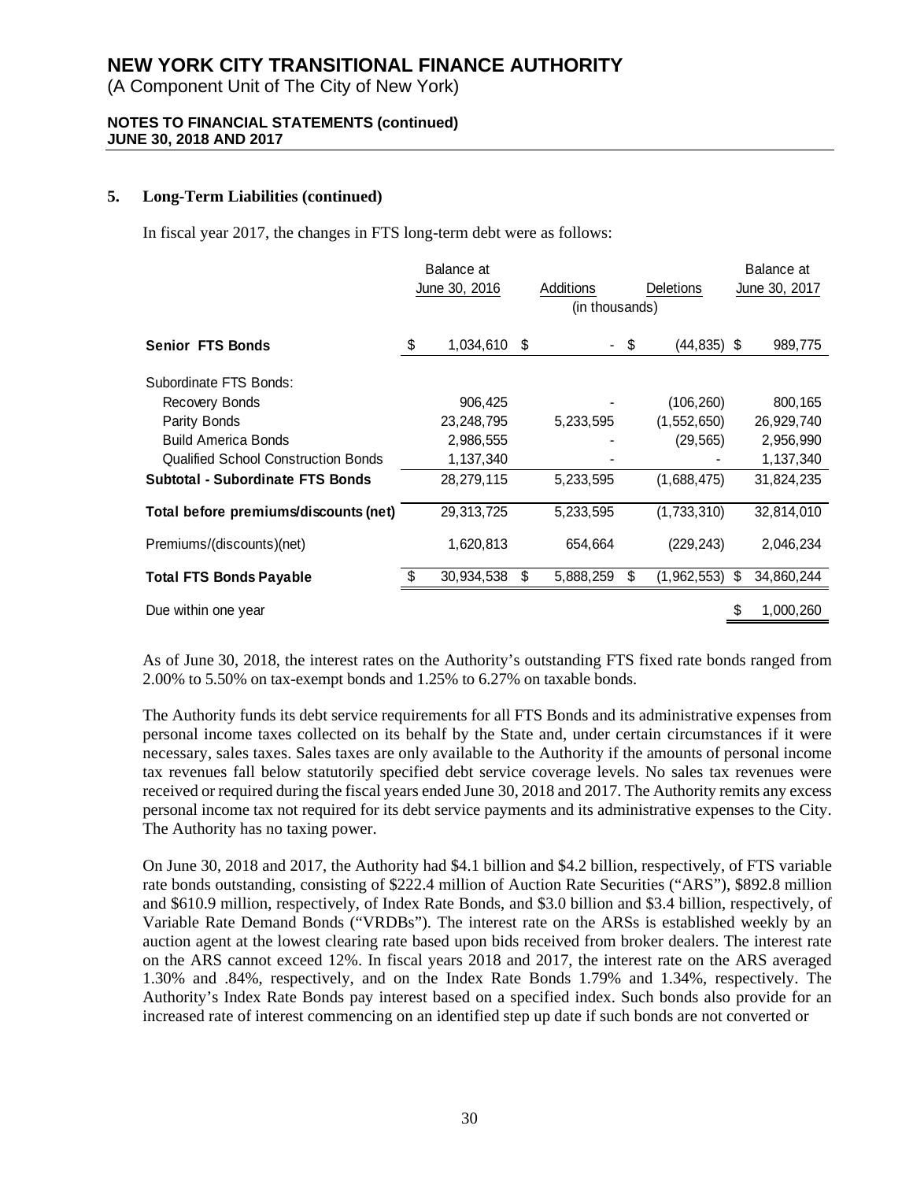**NEW YORK CITY TRANSITIONAL FINANCE AUTHORITY**
(A Component Unit of The City of New York)

**NOTES TO FINANCIAL STATEMENTS (continued)**
**JUNE 30, 2018 AND 2017**

## 5. Long-Term Liabilities (continued)

In fiscal year 2017, the changes in FTS long-term debt were as follows:

| | Balance at June 30, 2016 | Additions | Deletions | Balance at June 30, 2017 |
|---|---|---|---|---|
| | | (in thousands) | | |
| **Senior FTS Bonds** | $ 1,034,610 | $ - | $ (44,835) | $ 989,775 |
| Subordinate FTS Bonds: | | | | |
| Recovery Bonds | 906,425 | - | (106,260) | 800,165 |
| Parity Bonds | 23,248,795 | 5,233,595 | (1,552,650) | 26,929,740 |
| Build America Bonds | 2,986,555 | - | (29,565) | 2,956,990 |
| Qualified School Construction Bonds | 1,137,340 | - | - | 1,137,340 |
| **Subtotal - Subordinate FTS Bonds** | 28,279,115 | 5,233,595 | (1,688,475) | 31,824,235 |
| **Total before premiums/discounts (net)** | 29,313,725 | 5,233,595 | (1,733,310) | 32,814,010 |
| Premiums/(discounts)(net) | 1,620,813 | 654,664 | (229,243) | 2,046,234 |
| **Total FTS Bonds Payable** | $ 30,934,538 | $ 5,888,259 | $ (1,962,553) | $ 34,860,244 |
| Due within one year | | | | $ 1,000,260 |

As of June 30, 2018, the interest rates on the Authority's outstanding FTS fixed rate bonds ranged from 2.00% to 5.50% on tax-exempt bonds and 1.25% to 6.27% on taxable bonds.

The Authority funds its debt service requirements for all FTS Bonds and its administrative expenses from personal income taxes collected on its behalf by the State and, under certain circumstances if it were necessary, sales taxes. Sales taxes are only available to the Authority if the amounts of personal income tax revenues fall below statutorily specified debt service coverage levels. No sales tax revenues were received or required during the fiscal years ended June 30, 2018 and 2017. The Authority remits any excess personal income tax not required for its debt service payments and its administrative expenses to the City. The Authority has no taxing power.

On June 30, 2018 and 2017, the Authority had $4.1 billion and $4.2 billion, respectively, of FTS variable rate bonds outstanding, consisting of $222.4 million of Auction Rate Securities ("ARS"), $892.8 million and $610.9 million, respectively, of Index Rate Bonds, and $3.0 billion and $3.4 billion, respectively, of Variable Rate Demand Bonds ("VRDBs"). The interest rate on the ARSs is established weekly by an auction agent at the lowest clearing rate based upon bids received from broker dealers. The interest rate on the ARS cannot exceed 12%. In fiscal years 2018 and 2017, the interest rate on the ARS averaged 1.30% and .84%, respectively, and on the Index Rate Bonds 1.79% and 1.34%, respectively. The Authority's Index Rate Bonds pay interest based on a specified index. Such bonds also provide for an increased rate of interest commencing on an identified step up date if such bonds are not converted or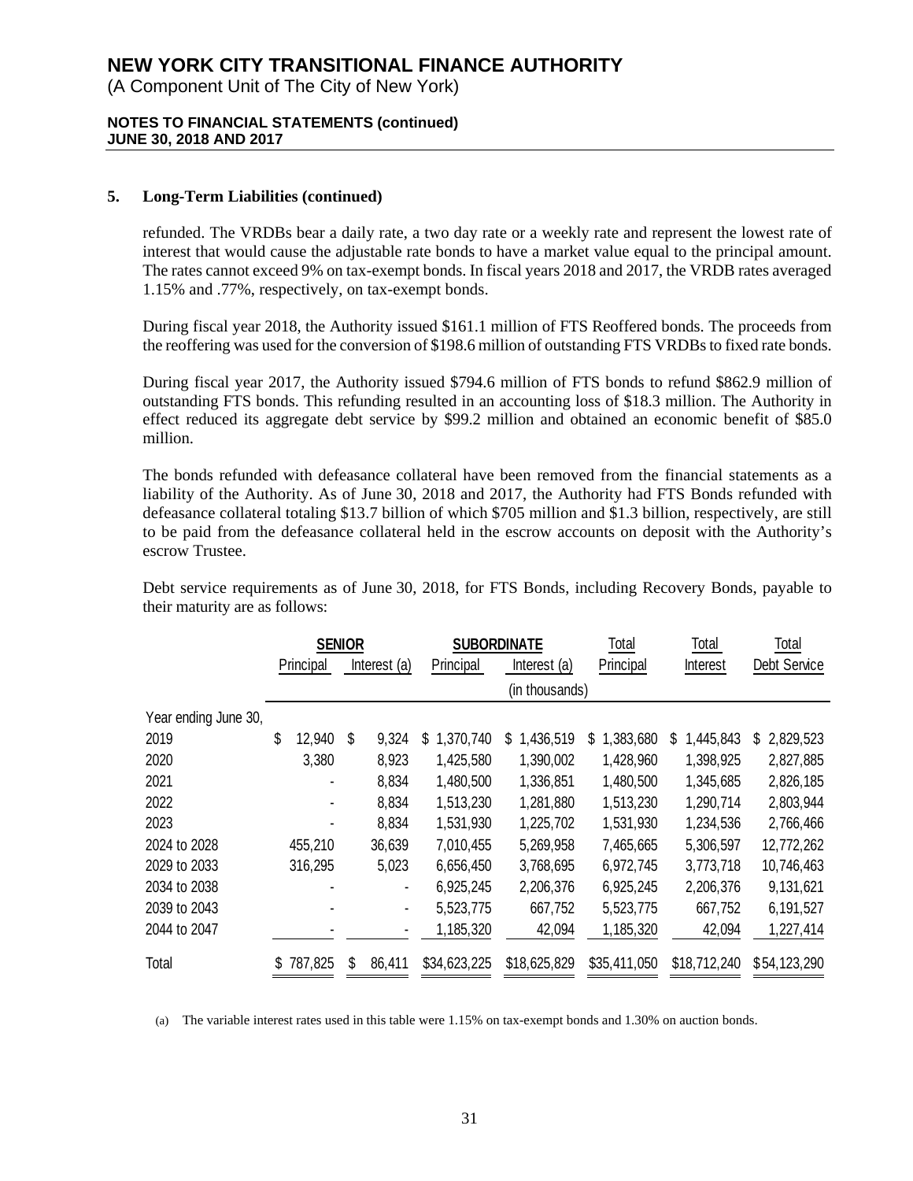### 5. Long-Term Liabilities (continued)

refunded. The VRDBs bear a daily rate, a two day rate or a weekly rate and represent the lowest rate of interest that would cause the adjustable rate bonds to have a market value equal to the principal amount. The rates cannot exceed 9% on tax-exempt bonds. In fiscal years 2018 and 2017, the VRDB rates averaged 1.15% and .77%, respectively, on tax-exempt bonds.

During fiscal year 2018, the Authority issued $161.1 million of FTS Reoffered bonds. The proceeds from the reoffering was used for the conversion of $198.6 million of outstanding FTS VRDBs to fixed rate bonds.

During fiscal year 2017, the Authority issued $794.6 million of FTS bonds to refund $862.9 million of outstanding FTS bonds. This refunding resulted in an accounting loss of $18.3 million. The Authority in effect reduced its aggregate debt service by $99.2 million and obtained an economic benefit of $85.0 million.

The bonds refunded with defeasance collateral have been removed from the financial statements as a liability of the Authority. As of June 30, 2018 and 2017, the Authority had FTS Bonds refunded with defeasance collateral totaling $13.7 billion of which $705 million and $1.3 billion, respectively, are still to be paid from the defeasance collateral held in the escrow accounts on deposit with the Authority's escrow Trustee.

Debt service requirements as of June 30, 2018, for FTS Bonds, including Recovery Bonds, payable to their maturity are as follows:

| | SENIOR | | SUBORDINATE | | Total | Total | Total |
|---|---|---|---|---|---|---|---|
| | Principal | Interest (a) | Principal | Interest (a) | Principal | Interest | Debt Service |
| | | | | (in thousands) | | | |
| Year ending June 30, | | | | | | | |
| 2019 | $ 12,940 | $ 9,324 | $ 1,370,740 | $ 1,436,519 | $ 1,383,680 | $ 1,445,843 | $ 2,829,523 |
| 2020 | 3,380 | 8,923 | 1,425,580 | 1,390,002 | 1,428,960 | 1,398,925 | 2,827,885 |
| 2021 | - | 8,834 | 1,480,500 | 1,336,851 | 1,480,500 | 1,345,685 | 2,826,185 |
| 2022 | - | 8,834 | 1,513,230 | 1,281,880 | 1,513,230 | 1,290,714 | 2,803,944 |
| 2023 | - | 8,834 | 1,531,930 | 1,225,702 | 1,531,930 | 1,234,536 | 2,766,466 |
| 2024 to 2028 | 455,210 | 36,639 | 7,010,455 | 5,269,958 | 7,465,665 | 5,306,597 | 12,772,262 |
| 2029 to 2033 | 316,295 | 5,023 | 6,656,450 | 3,768,695 | 6,972,745 | 3,773,718 | 10,746,463 |
| 2034 to 2038 | - | - | 6,925,245 | 2,206,376 | 6,925,245 | 2,206,376 | 9,131,621 |
| 2039 to 2043 | - | - | 5,523,775 | 667,752 | 5,523,775 | 667,752 | 6,191,527 |
| 2044 to 2047 | - | - | 1,185,320 | 42,094 | 1,185,320 | 42,094 | 1,227,414 |
| Total | $ 787,825 | $ 86,411 | $34,623,225 | $18,625,829 | $35,411,050 | $18,712,240 | $54,123,290 |

(a) The variable interest rates used in this table were 1.15% on tax-exempt bonds and 1.30% on auction bonds.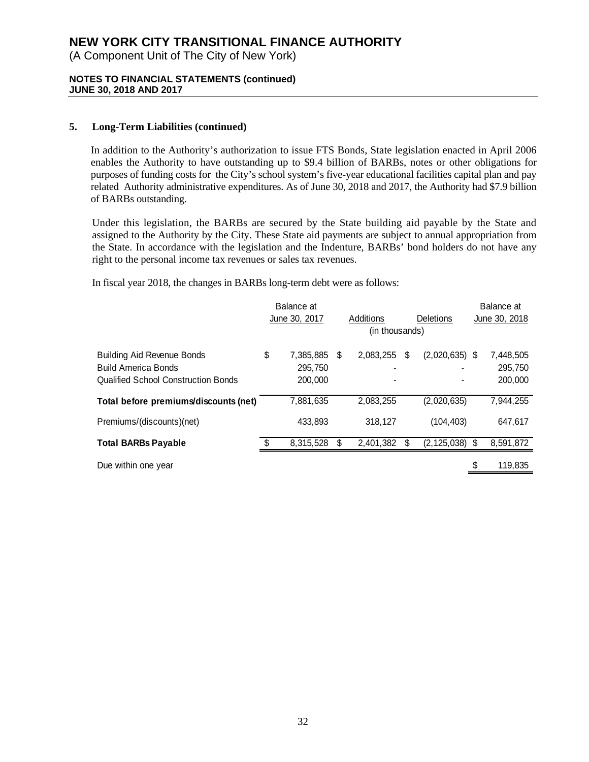## 5. Long-Term Liabilities (continued)

In addition to the Authority's authorization to issue FTS Bonds, State legislation enacted in April 2006 enables the Authority to have outstanding up to $9.4 billion of BARBs, notes or other obligations for purposes of funding costs for the City's school system's five-year educational facilities capital plan and pay related Authority administrative expenditures. As of June 30, 2018 and 2017, the Authority had $7.9 billion of BARBs outstanding.

Under this legislation, the BARBs are secured by the State building aid payable by the State and assigned to the Authority by the City. These State aid payments are subject to annual appropriation from the State. In accordance with the legislation and the Indenture, BARBs' bond holders do not have any right to the personal income tax revenues or sales tax revenues.

In fiscal year 2018, the changes in BARBs long-term debt were as follows:

| | Balance at June 30, 2017 | Additions | Deletions | Balance at June 30, 2018 |
|---|---|---|---|---|
| | (in thousands) | | | |
| Building Aid Revenue Bonds | $ 7,385,885 | $ 2,083,255 | $ (2,020,635) | $ 7,448,505 |
| Build America Bonds | 295,750 | - | - | 295,750 |
| Qualified School Construction Bonds | 200,000 | - | - | 200,000 |
| **Total before premiums/discounts (net)** | 7,881,635 | 2,083,255 | (2,020,635) | 7,944,255 |
| Premiums/(discounts)(net) | 433,893 | 318,127 | (104,403) | 647,617 |
| **Total BARBs Payable** | $ 8,315,528 | $ 2,401,382 | $ (2,125,038) | $ 8,591,872 |
| Due within one year | | | | $ 119,835 |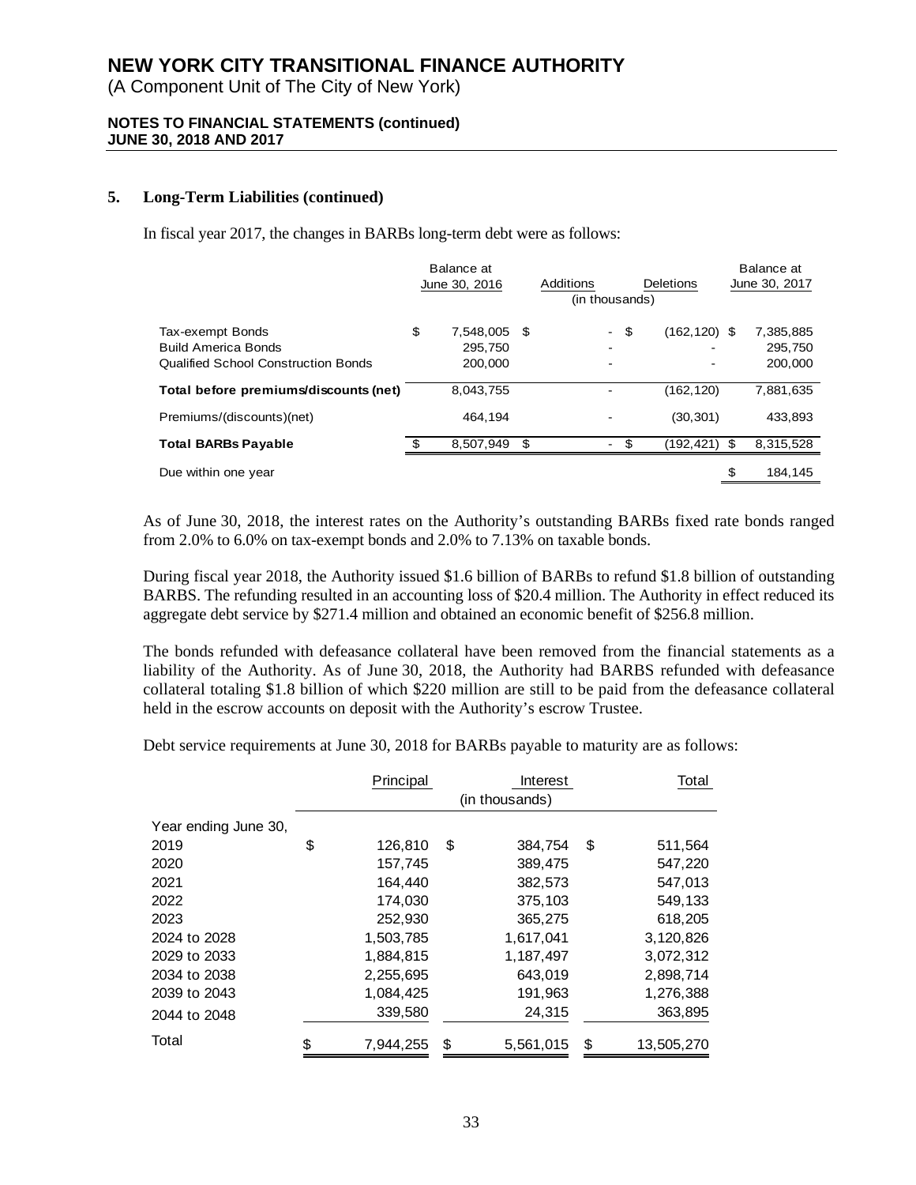### 5. Long-Term Liabilities (continued)

In fiscal year 2017, the changes in BARBs long-term debt were as follows:

| | Balance at June 30, 2016 | Additions | Deletions | Balance at June 30, 2017 |
|---|---|---|---|---|
| | | (in thousands) | | |
| Tax-exempt Bonds | $ 7,548,005 | $ - | $ (162,120) | $ 7,385,885 |
| Build America Bonds | 295,750 | - | - | 295,750 |
| Qualified School Construction Bonds | 200,000 | - | - | 200,000 |
| **Total before premiums/discounts (net)** | 8,043,755 | - | (162,120) | 7,881,635 |
| Premiums/(discounts)(net) | 464,194 | - | (30,301) | 433,893 |
| **Total BARBs Payable** | $ 8,507,949 | $ - | $ (192,421) | $ 8,315,528 |
| Due within one year | | | | $ 184,145 |

As of June 30, 2018, the interest rates on the Authority's outstanding BARBs fixed rate bonds ranged from 2.0% to 6.0% on tax-exempt bonds and 2.0% to 7.13% on taxable bonds.

During fiscal year 2018, the Authority issued $1.6 billion of BARBs to refund $1.8 billion of outstanding BARBS. The refunding resulted in an accounting loss of $20.4 million. The Authority in effect reduced its aggregate debt service by $271.4 million and obtained an economic benefit of $256.8 million.

The bonds refunded with defeasance collateral have been removed from the financial statements as a liability of the Authority. As of June 30, 2018, the Authority had BARBS refunded with defeasance collateral totaling $1.8 billion of which $220 million are still to be paid from the defeasance collateral held in the escrow accounts on deposit with the Authority's escrow Trustee.

Debt service requirements at June 30, 2018 for BARBs payable to maturity are as follows:

| | Principal | Interest | Total |
|---|---|---|---|
| | | (in thousands) | |
| Year ending June 30, | | | |
| 2019 | $ 126,810 | $ 384,754 | $ 511,564 |
| 2020 | 157,745 | 389,475 | 547,220 |
| 2021 | 164,440 | 382,573 | 547,013 |
| 2022 | 174,030 | 375,103 | 549,133 |
| 2023 | 252,930 | 365,275 | 618,205 |
| 2024 to 2028 | 1,503,785 | 1,617,041 | 3,120,826 |
| 2029 to 2033 | 1,884,815 | 1,187,497 | 3,072,312 |
| 2034 to 2038 | 2,255,695 | 643,019 | 2,898,714 |
| 2039 to 2043 | 1,084,425 | 191,963 | 1,276,388 |
| 2044 to 2048 | 339,580 | 24,315 | 363,895 |
| Total | $ 7,944,255 | $ 5,561,015 | $ 13,505,270 |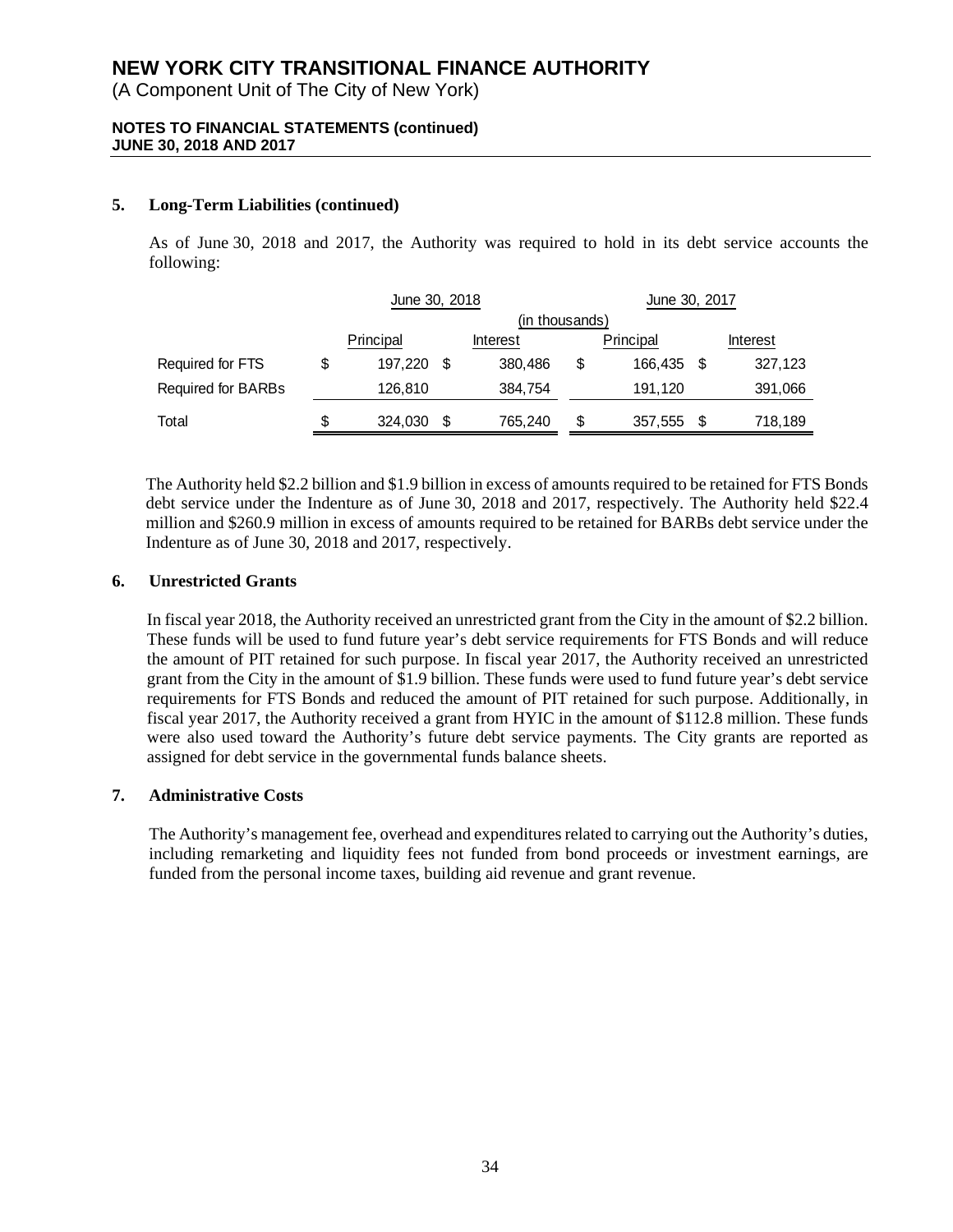## 5. Long-Term Liabilities (continued)

As of June 30, 2018 and 2017, the Authority was required to hold in its debt service accounts the following:

| | June 30, 2018 | | June 30, 2017 | |
|---|---|---|---|---|
| | (in thousands) | | | |
| | Principal | Interest | Principal | Interest |
| Required for FTS | $ 197,220 | $ 380,486 | $ 166,435 | $ 327,123 |
| Required for BARBs | 126,810 | 384,754 | 191,120 | 391,066 |
| Total | $ 324,030 | $ 765,240 | $ 357,555 | $ 718,189 |

The Authority held $2.2 billion and $1.9 billion in excess of amounts required to be retained for FTS Bonds debt service under the Indenture as of June 30, 2018 and 2017, respectively. The Authority held $22.4 million and $260.9 million in excess of amounts required to be retained for BARBs debt service under the Indenture as of June 30, 2018 and 2017, respectively.

## 6. Unrestricted Grants

In fiscal year 2018, the Authority received an unrestricted grant from the City in the amount of $2.2 billion. These funds will be used to fund future year's debt service requirements for FTS Bonds and will reduce the amount of PIT retained for such purpose. In fiscal year 2017, the Authority received an unrestricted grant from the City in the amount of $1.9 billion. These funds were used to fund future year's debt service requirements for FTS Bonds and reduced the amount of PIT retained for such purpose. Additionally, in fiscal year 2017, the Authority received a grant from HYIC in the amount of $112.8 million. These funds were also used toward the Authority's future debt service payments. The City grants are reported as assigned for debt service in the governmental funds balance sheets.

## 7. Administrative Costs

The Authority's management fee, overhead and expenditures related to carrying out the Authority's duties, including remarketing and liquidity fees not funded from bond proceeds or investment earnings, are funded from the personal income taxes, building aid revenue and grant revenue.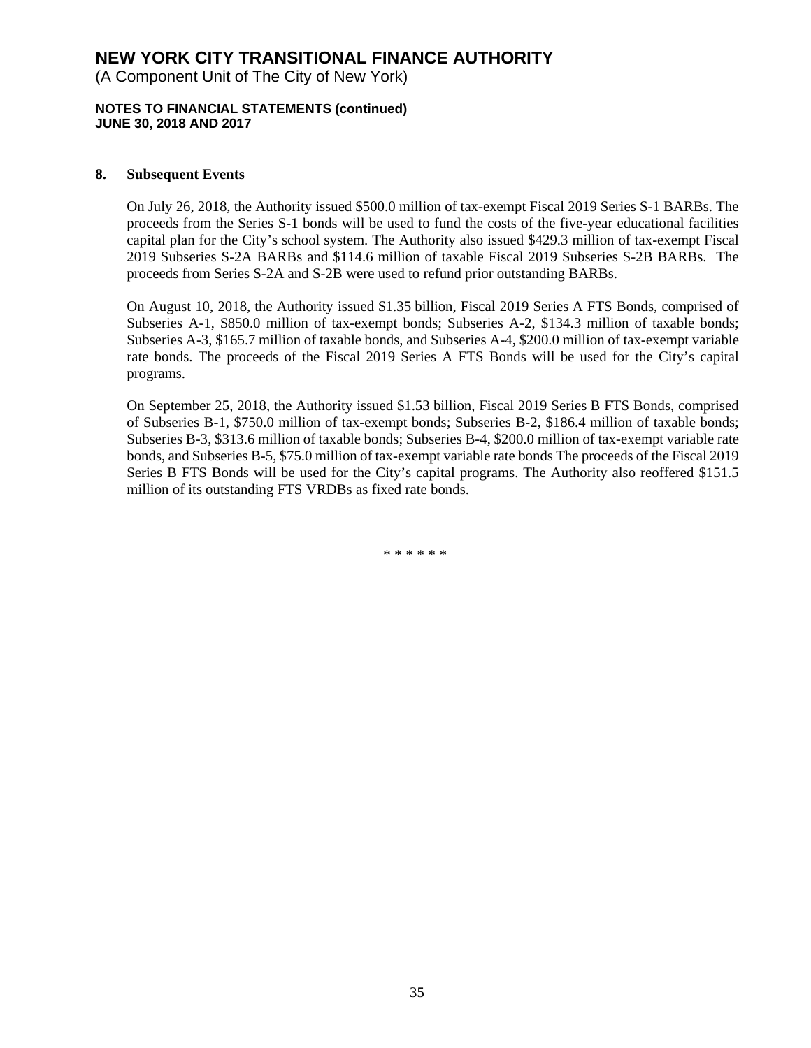## 8. Subsequent Events

On July 26, 2018, the Authority issued $500.0 million of tax-exempt Fiscal 2019 Series S-1 BARBs. The proceeds from the Series S-1 bonds will be used to fund the costs of the five-year educational facilities capital plan for the City's school system. The Authority also issued $429.3 million of tax-exempt Fiscal 2019 Subseries S-2A BARBs and $114.6 million of taxable Fiscal 2019 Subseries S-2B BARBs. The proceeds from Series S-2A and S-2B were used to refund prior outstanding BARBs.

On August 10, 2018, the Authority issued $1.35 billion, Fiscal 2019 Series A FTS Bonds, comprised of Subseries A-1, $850.0 million of tax-exempt bonds; Subseries A-2, $134.3 million of taxable bonds; Subseries A-3, $165.7 million of taxable bonds, and Subseries A-4, $200.0 million of tax-exempt variable rate bonds. The proceeds of the Fiscal 2019 Series A FTS Bonds will be used for the City's capital programs.

On September 25, 2018, the Authority issued $1.53 billion, Fiscal 2019 Series B FTS Bonds, comprised of Subseries B-1, $750.0 million of tax-exempt bonds; Subseries B-2, $186.4 million of taxable bonds; Subseries B-3, $313.6 million of taxable bonds; Subseries B-4, $200.0 million of tax-exempt variable rate bonds, and Subseries B-5, $75.0 million of tax-exempt variable rate bonds The proceeds of the Fiscal 2019 Series B FTS Bonds will be used for the City's capital programs. The Authority also reoffered $151.5 million of its outstanding FTS VRDBs as fixed rate bonds.

* * * * * *